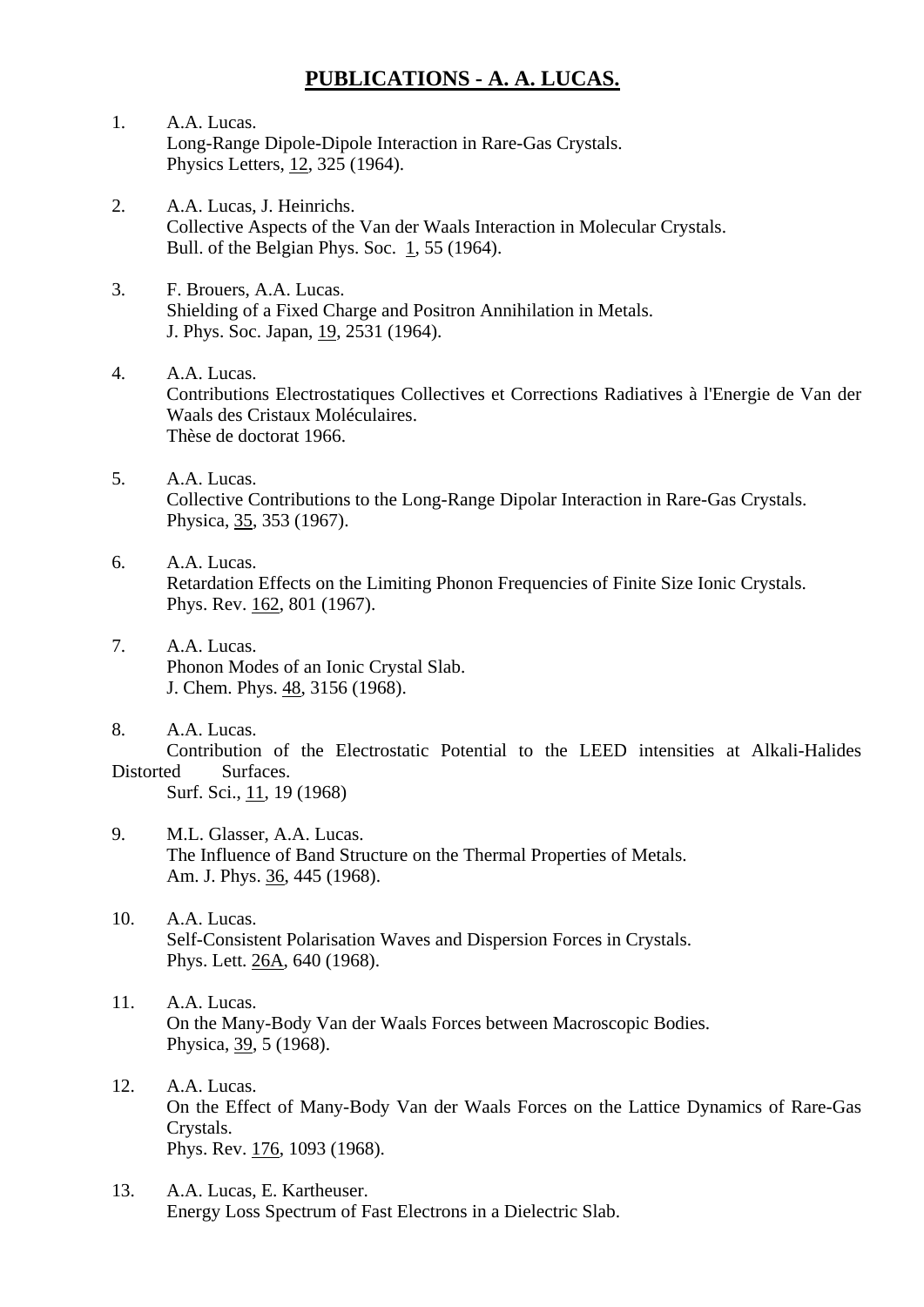# PUBLICATIONS - A. A. LUCAS.

1. A.A. Lucas.
   Long-Range Dipole-Dipole Interaction in Rare-Gas Crystals.
   Physics Letters, 12, 325 (1964).

2. A.A. Lucas, J. Heinrichs.
   Collective Aspects of the Van der Waals Interaction in Molecular Crystals.
   Bull. of the Belgian Phys. Soc. 1, 55 (1964).

3. F. Brouers, A.A. Lucas.
   Shielding of a Fixed Charge and Positron Annihilation in Metals.
   J. Phys. Soc. Japan, 19, 2531 (1964).

4. A.A. Lucas.
   Contributions Electrostatiques Collectives et Corrections Radiatives à l'Energie de Van der Waals des Cristaux Moléculaires.
   Thèse de doctorat 1966.

5. A.A. Lucas.
   Collective Contributions to the Long-Range Dipolar Interaction in Rare-Gas Crystals.
   Physica, 35, 353 (1967).

6. A.A. Lucas.
   Retardation Effects on the Limiting Phonon Frequencies of Finite Size Ionic Crystals.
   Phys. Rev. 162, 801 (1967).

7. A.A. Lucas.
   Phonon Modes of an Ionic Crystal Slab.
   J. Chem. Phys. 48, 3156 (1968).

8. A.A. Lucas.
   Contribution of the Electrostatic Potential to the LEED intensities at Alkali-Halides Distorted Surfaces.
   Surf. Sci., 11, 19 (1968)

9. M.L. Glasser, A.A. Lucas.
   The Influence of Band Structure on the Thermal Properties of Metals.
   Am. J. Phys. 36, 445 (1968).

10. A.A. Lucas.
    Self-Consistent Polarisation Waves and Dispersion Forces in Crystals.
    Phys. Lett. 26A, 640 (1968).

11. A.A. Lucas.
    On the Many-Body Van der Waals Forces between Macroscopic Bodies.
    Physica, 39, 5 (1968).

12. A.A. Lucas.
    On the Effect of Many-Body Van der Waals Forces on the Lattice Dynamics of Rare-Gas Crystals.
    Phys. Rev. 176, 1093 (1968).

13. A.A. Lucas, E. Kartheuser.
    Energy Loss Spectrum of Fast Electrons in a Dielectric Slab.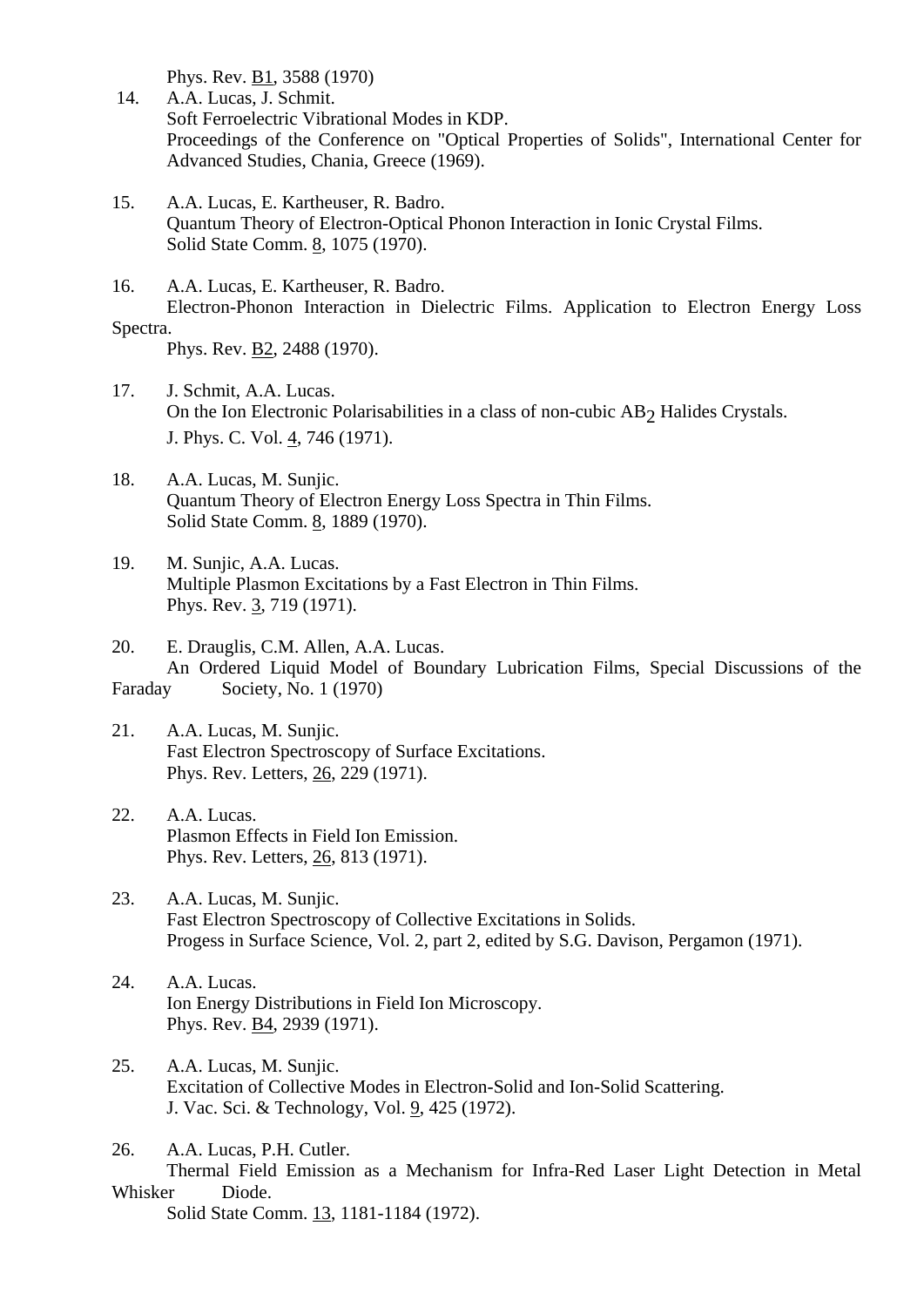Phys. Rev. <u>B1</u>, 3588 (1970)

14. A.A. Lucas, J. Schmit.
    Soft Ferroelectric Vibrational Modes in KDP.
    Proceedings of the Conference on "Optical Properties of Solids", International Center for Advanced Studies, Chania, Greece (1969).

15. A.A. Lucas, E. Kartheuser, R. Badro.
    Quantum Theory of Electron-Optical Phonon Interaction in Ionic Crystal Films.
    Solid State Comm. <u>8</u>, 1075 (1970).

16. A.A. Lucas, E. Kartheuser, R. Badro.
    Electron-Phonon Interaction in Dielectric Films. Application to Electron Energy Loss Spectra.
    Phys. Rev. <u>B2</u>, 2488 (1970).

17. J. Schmit, A.A. Lucas.
    On the Ion Electronic Polarisabilities in a class of non-cubic $AB_2$ Halides Crystals.
    J. Phys. C. Vol. <u>4</u>, 746 (1971).

18. A.A. Lucas, M. Sunjic.
    Quantum Theory of Electron Energy Loss Spectra in Thin Films.
    Solid State Comm. <u>8</u>, 1889 (1970).

19. M. Sunjic, A.A. Lucas.
    Multiple Plasmon Excitations by a Fast Electron in Thin Films.
    Phys. Rev. <u>3</u>, 719 (1971).

20. E. Drauglis, C.M. Allen, A.A. Lucas.
    An Ordered Liquid Model of Boundary Lubrication Films, Special Discussions of the Faraday Society, No. 1 (1970)

21. A.A. Lucas, M. Sunjic.
    Fast Electron Spectroscopy of Surface Excitations.
    Phys. Rev. Letters, <u>26</u>, 229 (1971).

22. A.A. Lucas.
    Plasmon Effects in Field Ion Emission.
    Phys. Rev. Letters, <u>26</u>, 813 (1971).

23. A.A. Lucas, M. Sunjic.
    Fast Electron Spectroscopy of Collective Excitations in Solids.
    Progess in Surface Science, Vol. 2, part 2, edited by S.G. Davison, Pergamon (1971).

24. A.A. Lucas.
    Ion Energy Distributions in Field Ion Microscopy.
    Phys. Rev. <u>B4</u>, 2939 (1971).

25. A.A. Lucas, M. Sunjic.
    Excitation of Collective Modes in Electron-Solid and Ion-Solid Scattering.
    J. Vac. Sci. & Technology, Vol. <u>9</u>, 425 (1972).

26. A.A. Lucas, P.H. Cutler.
    Thermal Field Emission as a Mechanism for Infra-Red Laser Light Detection in Metal Whisker Diode.
    Solid State Comm. <u>13</u>, 1181-1184 (1972).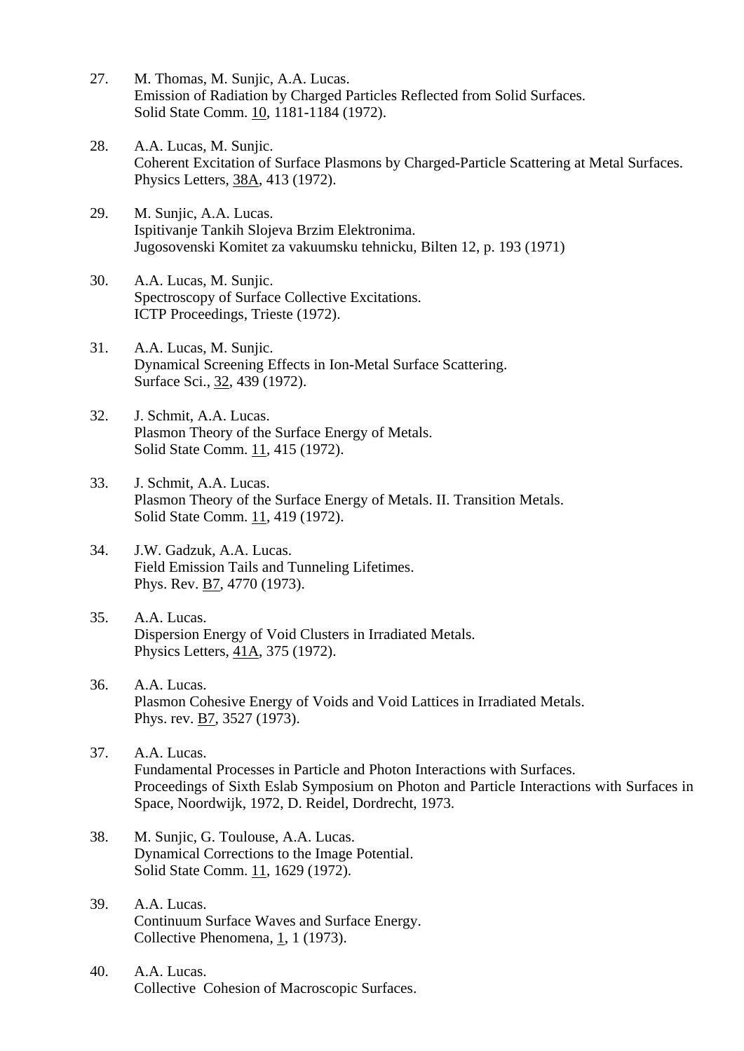27. M. Thomas, M. Sunjic, A.A. Lucas.
    Emission of Radiation by Charged Particles Reflected from Solid Surfaces.
    Solid State Comm. 10, 1181-1184 (1972).

28. A.A. Lucas, M. Sunjic.
    Coherent Excitation of Surface Plasmons by Charged-Particle Scattering at Metal Surfaces.
    Physics Letters, 38A, 413 (1972).

29. M. Sunjic, A.A. Lucas.
    Ispitivanje Tankih Slojeva Brzim Elektronima.
    Jugosovenski Komitet za vakuumsku tehnicku, Bilten 12, p. 193 (1971)

30. A.A. Lucas, M. Sunjic.
    Spectroscopy of Surface Collective Excitations.
    ICTP Proceedings, Trieste (1972).

31. A.A. Lucas, M. Sunjic.
    Dynamical Screening Effects in Ion-Metal Surface Scattering.
    Surface Sci., 32, 439 (1972).

32. J. Schmit, A.A. Lucas.
    Plasmon Theory of the Surface Energy of Metals.
    Solid State Comm. 11, 415 (1972).

33. J. Schmit, A.A. Lucas.
    Plasmon Theory of the Surface Energy of Metals. II. Transition Metals.
    Solid State Comm. 11, 419 (1972).

34. J.W. Gadzuk, A.A. Lucas.
    Field Emission Tails and Tunneling Lifetimes.
    Phys. Rev. B7, 4770 (1973).

35. A.A. Lucas.
    Dispersion Energy of Void Clusters in Irradiated Metals.
    Physics Letters, 41A, 375 (1972).

36. A.A. Lucas.
    Plasmon Cohesive Energy of Voids and Void Lattices in Irradiated Metals.
    Phys. rev. B7, 3527 (1973).

37. A.A. Lucas.
    Fundamental Processes in Particle and Photon Interactions with Surfaces.
    Proceedings of Sixth Eslab Symposium on Photon and Particle Interactions with Surfaces in Space, Noordwijk, 1972, D. Reidel, Dordrecht, 1973.

38. M. Sunjic, G. Toulouse, A.A. Lucas.
    Dynamical Corrections to the Image Potential.
    Solid State Comm. 11, 1629 (1972).

39. A.A. Lucas.
    Continuum Surface Waves and Surface Energy.
    Collective Phenomena, 1, 1 (1973).

40. A.A. Lucas.
    Collective Cohesion of Macroscopic Surfaces.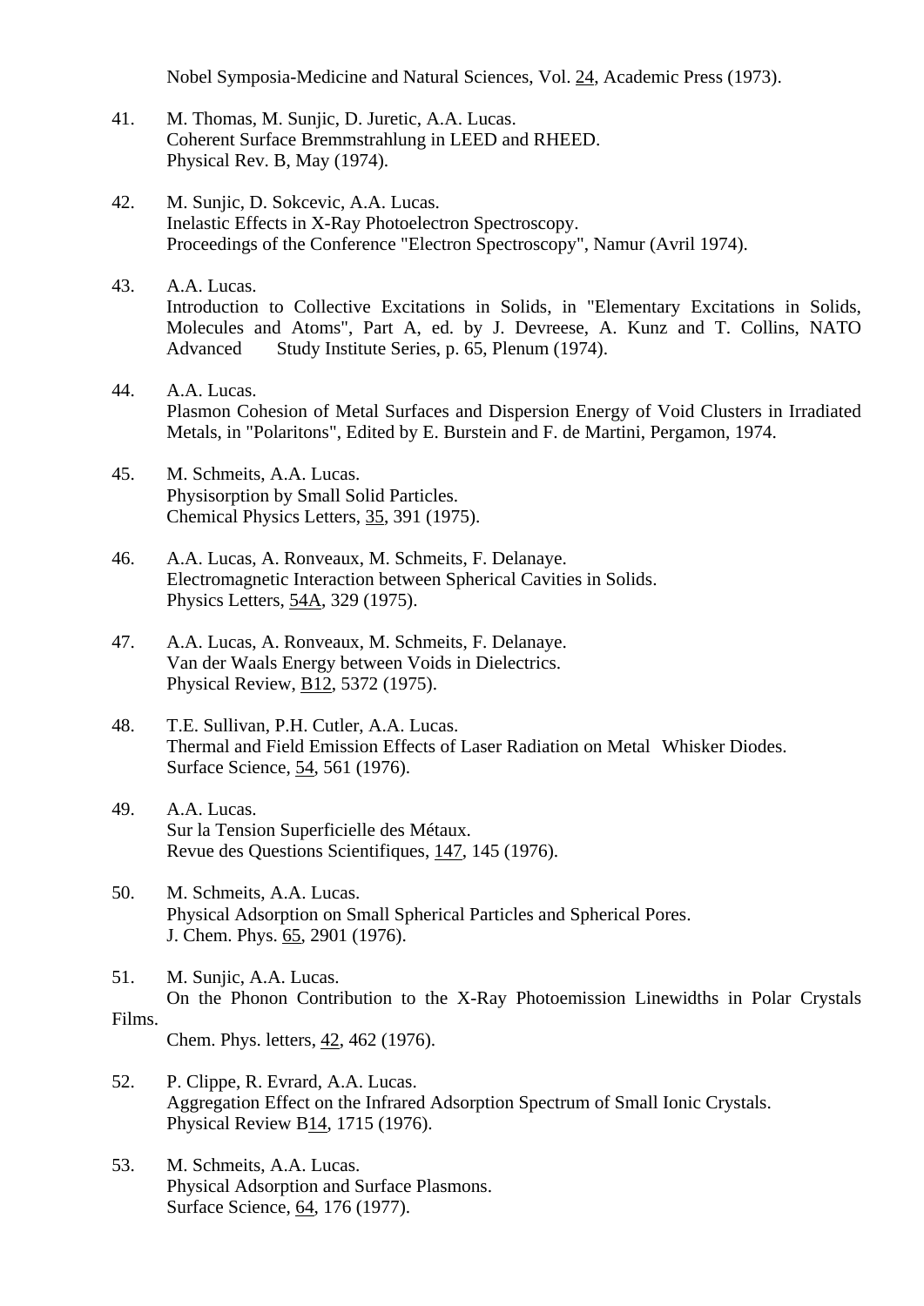Nobel Symposia-Medicine and Natural Sciences, Vol. 24, Academic Press (1973).

41. M. Thomas, M. Sunjic, D. Juretic, A.A. Lucas.
 Coherent Surface Bremmstrahlung in LEED and RHEED.
 Physical Rev. B, May (1974).

42. M. Sunjic, D. Sokcevic, A.A. Lucas.
 Inelastic Effects in X-Ray Photoelectron Spectroscopy.
 Proceedings of the Conference "Electron Spectroscopy", Namur (Avril 1974).

43. A.A. Lucas.
 Introduction to Collective Excitations in Solids, in "Elementary Excitations in Solids, Molecules and Atoms", Part A, ed. by J. Devreese, A. Kunz and T. Collins, NATO Advanced Study Institute Series, p. 65, Plenum (1974).

44. A.A. Lucas.
 Plasmon Cohesion of Metal Surfaces and Dispersion Energy of Void Clusters in Irradiated Metals, in "Polaritons", Edited by E. Burstein and F. de Martini, Pergamon, 1974.

45. M. Schmeits, A.A. Lucas.
 Physisorption by Small Solid Particles.
 Chemical Physics Letters, 35, 391 (1975).

46. A.A. Lucas, A. Ronveaux, M. Schmeits, F. Delanaye.
 Electromagnetic Interaction between Spherical Cavities in Solids.
 Physics Letters, 54A, 329 (1975).

47. A.A. Lucas, A. Ronveaux, M. Schmeits, F. Delanaye.
 Van der Waals Energy between Voids in Dielectrics.
 Physical Review, B12, 5372 (1975).

48. T.E. Sullivan, P.H. Cutler, A.A. Lucas.
 Thermal and Field Emission Effects of Laser Radiation on Metal Whisker Diodes.
 Surface Science, 54, 561 (1976).

49. A.A. Lucas.
 Sur la Tension Superficielle des Métaux.
 Revue des Questions Scientifiques, 147, 145 (1976).

50. M. Schmeits, A.A. Lucas.
 Physical Adsorption on Small Spherical Particles and Spherical Pores.
 J. Chem. Phys. 65, 2901 (1976).

51. M. Sunjic, A.A. Lucas.
 On the Phonon Contribution to the X-Ray Photoemission Linewidths in Polar Crystals Films.
 Chem. Phys. letters, 42, 462 (1976).

52. P. Clippe, R. Evrard, A.A. Lucas.
 Aggregation Effect on the Infrared Adsorption Spectrum of Small Ionic Crystals.
 Physical Review B14, 1715 (1976).

53. M. Schmeits, A.A. Lucas.
 Physical Adsorption and Surface Plasmons.
 Surface Science, 64, 176 (1977).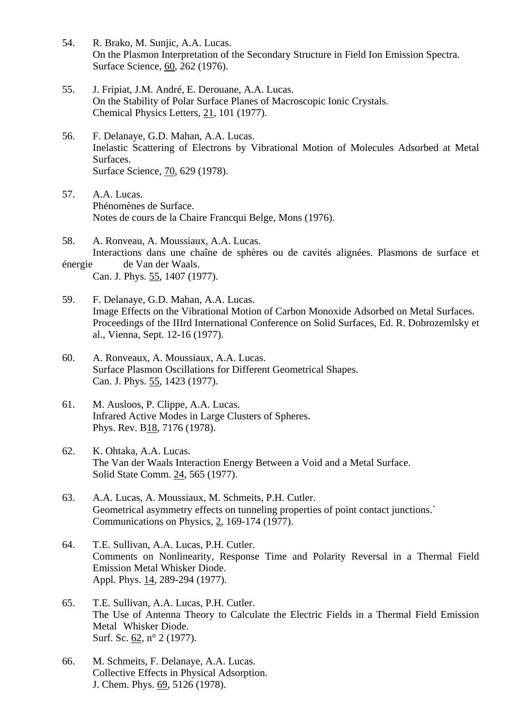54. R. Brako, M. Sunjic, A.A. Lucas.
    On the Plasmon Interpretation of the Secondary Structure in Field Ion Emission Spectra.
    Surface Science, 60, 262 (1976).

55. J. Fripiat, J.M. André, E. Derouane, A.A. Lucas.
    On the Stability of Polar Surface Planes of Macroscopic Ionic Crystals.
    Chemical Physics Letters, 21, 101 (1977).

56. F. Delanaye, G.D. Mahan, A.A. Lucas.
    Inelastic Scattering of Electrons by Vibrational Motion of Molecules Adsorbed at Metal Surfaces.
    Surface Science, 70, 629 (1978).

57. A.A. Lucas.
    Phénomènes de Surface.
    Notes de cours de la Chaire Francqui Belge, Mons (1976).

58. A. Ronveau, A. Moussiaux, A.A. Lucas.
    Interactions dans une chaîne de sphères ou de cavités alignées. Plasmons de surface et énergie de Van der Waals.
    Can. J. Phys. 55, 1407 (1977).

59. F. Delanaye, G.D. Mahan, A.A. Lucas.
    Image Effects on the Vibrational Motion of Carbon Monoxide Adsorbed on Metal Surfaces.
    Proceedings of the IIIrd International Conference on Solid Surfaces, Ed. R. Dobrozemlsky et al., Vienna, Sept. 12-16 (1977).

60. A. Ronveaux, A. Moussiaux, A.A. Lucas.
    Surface Plasmon Oscillations for Different Geometrical Shapes.
    Can. J. Phys. 55, 1423 (1977).

61. M. Ausloos, P. Clippe, A.A. Lucas.
    Infrared Active Modes in Large Clusters of Spheres.
    Phys. Rev. B18, 7176 (1978).

62. K. Ohtaka, A.A. Lucas.
    The Van der Waals Interaction Energy Between a Void and a Metal Surface.
    Solid State Comm. 24, 565 (1977).

63. A.A. Lucas, A. Moussiaux, M. Schmeits, P.H. Cutler.
    Geometrical asymmetry effects on tunneling properties of point contact junctions.`
    Communications on Physics, 2, 169-174 (1977).

64. T.E. Sullivan, A.A. Lucas, P.H. Cutler.
    Comments on Nonlinearity, Response Time and Polarity Reversal in a Thermal Field Emission Metal Whisker Diode.
    Appl. Phys. 14, 289-294 (1977).

65. T.E. Sullivan, A.A. Lucas, P.H. Cutler.
    The Use of Antenna Theory to Calculate the Electric Fields in a Thermal Field Emission Metal Whisker Diode.
    Surf. Sc. 62, n° 2 (1977).

66. M. Schmeits, F. Delanaye, A.A. Lucas.
    Collective Effects in Physical Adsorption.
    J. Chem. Phys. 69, 5126 (1978).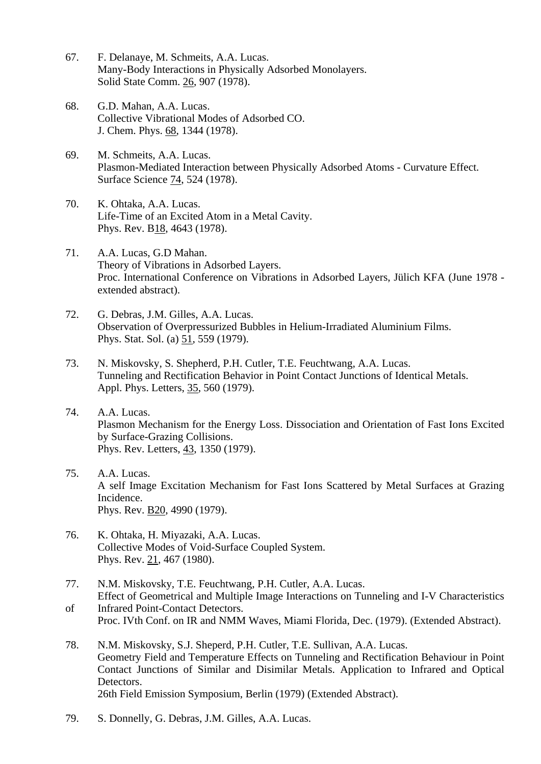67. F. Delanaye, M. Schmeits, A.A. Lucas.
Many-Body Interactions in Physically Adsorbed Monolayers.
Solid State Comm. 26, 907 (1978).

68. G.D. Mahan, A.A. Lucas.
Collective Vibrational Modes of Adsorbed CO.
J. Chem. Phys. 68, 1344 (1978).

69. M. Schmeits, A.A. Lucas.
Plasmon-Mediated Interaction between Physically Adsorbed Atoms - Curvature Effect.
Surface Science 74, 524 (1978).

70. K. Ohtaka, A.A. Lucas.
Life-Time of an Excited Atom in a Metal Cavity.
Phys. Rev. B18, 4643 (1978).

71. A.A. Lucas, G.D Mahan.
Theory of Vibrations in Adsorbed Layers.
Proc. International Conference on Vibrations in Adsorbed Layers, Jülich KFA (June 1978 - extended abstract).

72. G. Debras, J.M. Gilles, A.A. Lucas.
Observation of Overpressurized Bubbles in Helium-Irradiated Aluminium Films.
Phys. Stat. Sol. (a) 51, 559 (1979).

73. N. Miskovsky, S. Shepherd, P.H. Cutler, T.E. Feuchtwang, A.A. Lucas.
Tunneling and Rectification Behavior in Point Contact Junctions of Identical Metals.
Appl. Phys. Letters, 35, 560 (1979).

74. A.A. Lucas.
Plasmon Mechanism for the Energy Loss. Dissociation and Orientation of Fast Ions Excited by Surface-Grazing Collisions.
Phys. Rev. Letters, 43, 1350 (1979).

75. A.A. Lucas.
A self Image Excitation Mechanism for Fast Ions Scattered by Metal Surfaces at Grazing Incidence.
Phys. Rev. B20, 4990 (1979).

76. K. Ohtaka, H. Miyazaki, A.A. Lucas.
Collective Modes of Void-Surface Coupled System.
Phys. Rev. 21, 467 (1980).

77. N.M. Miskovsky, T.E. Feuchtwang, P.H. Cutler, A.A. Lucas.
Effect of Geometrical and Multiple Image Interactions on Tunneling and I-V Characteristics of Infrared Point-Contact Detectors.
Proc. IVth Conf. on IR and NMM Waves, Miami Florida, Dec. (1979). (Extended Abstract).

78. N.M. Miskovsky, S.J. Sheperd, P.H. Cutler, T.E. Sullivan, A.A. Lucas.
Geometry Field and Temperature Effects on Tunneling and Rectification Behaviour in Point Contact Junctions of Similar and Disimilar Metals. Application to Infrared and Optical Detectors.
26th Field Emission Symposium, Berlin (1979) (Extended Abstract).

79. S. Donnelly, G. Debras, J.M. Gilles, A.A. Lucas.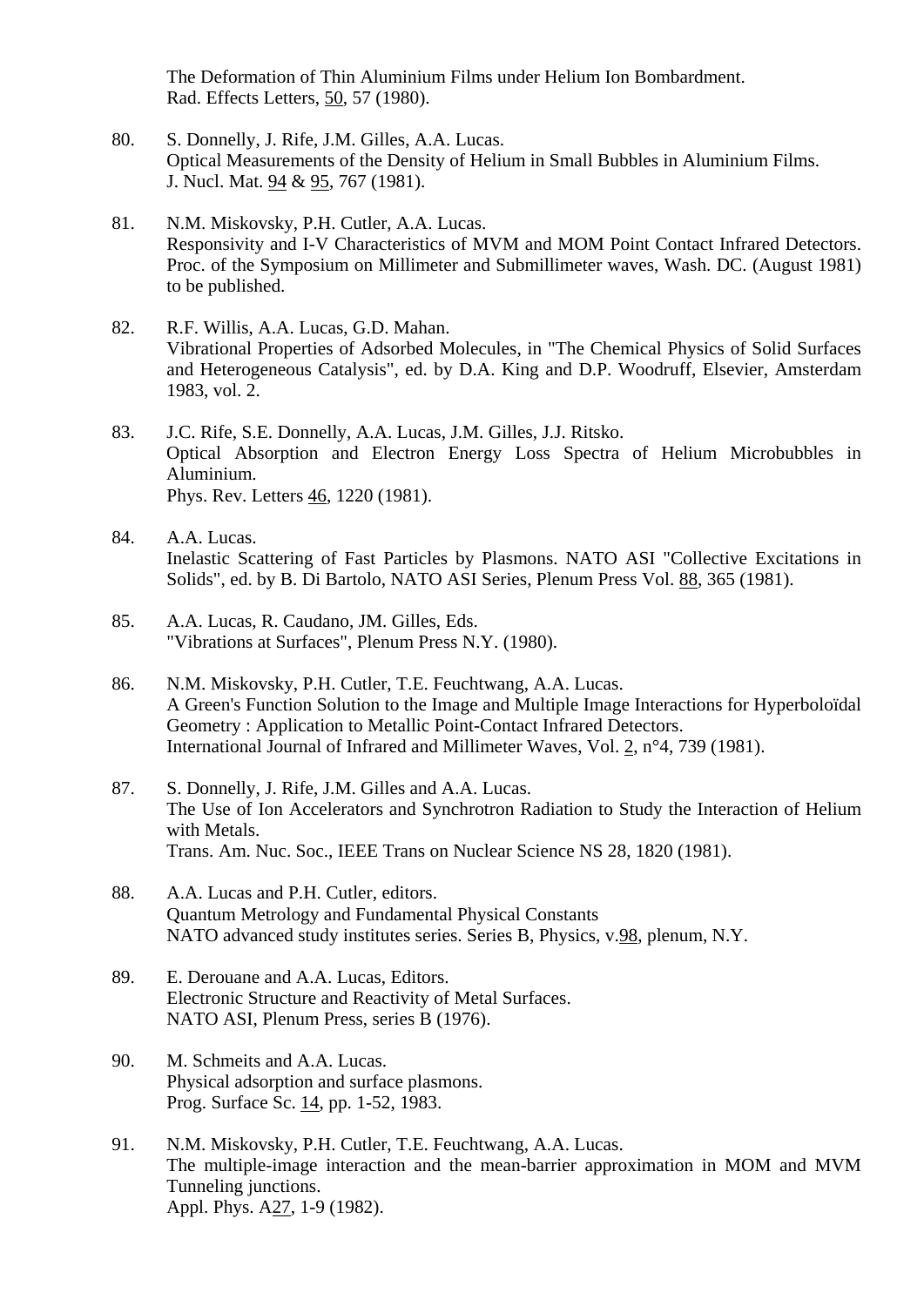The Deformation of Thin Aluminium Films under Helium Ion Bombardment.
Rad. Effects Letters, 50, 57 (1980).

80. S. Donnelly, J. Rife, J.M. Gilles, A.A. Lucas.
Optical Measurements of the Density of Helium in Small Bubbles in Aluminium Films.
J. Nucl. Mat. 94 & 95, 767 (1981).

81. N.M. Miskovsky, P.H. Cutler, A.A. Lucas.
Responsivity and I-V Characteristics of MVM and MOM Point Contact Infrared Detectors.
Proc. of the Symposium on Millimeter and Submillimeter waves, Wash. DC. (August 1981) to be published.

82. R.F. Willis, A.A. Lucas, G.D. Mahan.
Vibrational Properties of Adsorbed Molecules, in "The Chemical Physics of Solid Surfaces and Heterogeneous Catalysis", ed. by D.A. King and D.P. Woodruff, Elsevier, Amsterdam 1983, vol. 2.

83. J.C. Rife, S.E. Donnelly, A.A. Lucas, J.M. Gilles, J.J. Ritsko.
Optical Absorption and Electron Energy Loss Spectra of Helium Microbubbles in Aluminium.
Phys. Rev. Letters 46, 1220 (1981).

84. A.A. Lucas.
Inelastic Scattering of Fast Particles by Plasmons. NATO ASI "Collective Excitations in Solids", ed. by B. Di Bartolo, NATO ASI Series, Plenum Press Vol. 88, 365 (1981).

85. A.A. Lucas, R. Caudano, JM. Gilles, Eds.
"Vibrations at Surfaces", Plenum Press N.Y. (1980).

86. N.M. Miskovsky, P.H. Cutler, T.E. Feuchtwang, A.A. Lucas.
A Green's Function Solution to the Image and Multiple Image Interactions for Hyperboloïdal Geometry : Application to Metallic Point-Contact Infrared Detectors.
International Journal of Infrared and Millimeter Waves, Vol. 2, n°4, 739 (1981).

87. S. Donnelly, J. Rife, J.M. Gilles and A.A. Lucas.
The Use of Ion Accelerators and Synchrotron Radiation to Study the Interaction of Helium with Metals.
Trans. Am. Nuc. Soc., IEEE Trans on Nuclear Science NS 28, 1820 (1981).

88. A.A. Lucas and P.H. Cutler, editors.
Quantum Metrology and Fundamental Physical Constants
NATO advanced study institutes series. Series B, Physics, v.98, plenum, N.Y.

89. E. Derouane and A.A. Lucas, Editors.
Electronic Structure and Reactivity of Metal Surfaces.
NATO ASI, Plenum Press, series B (1976).

90. M. Schmeits and A.A. Lucas.
Physical adsorption and surface plasmons.
Prog. Surface Sc. 14, pp. 1-52, 1983.

91. N.M. Miskovsky, P.H. Cutler, T.E. Feuchtwang, A.A. Lucas.
The multiple-image interaction and the mean-barrier approximation in MOM and MVM Tunneling junctions.
Appl. Phys. A27, 1-9 (1982).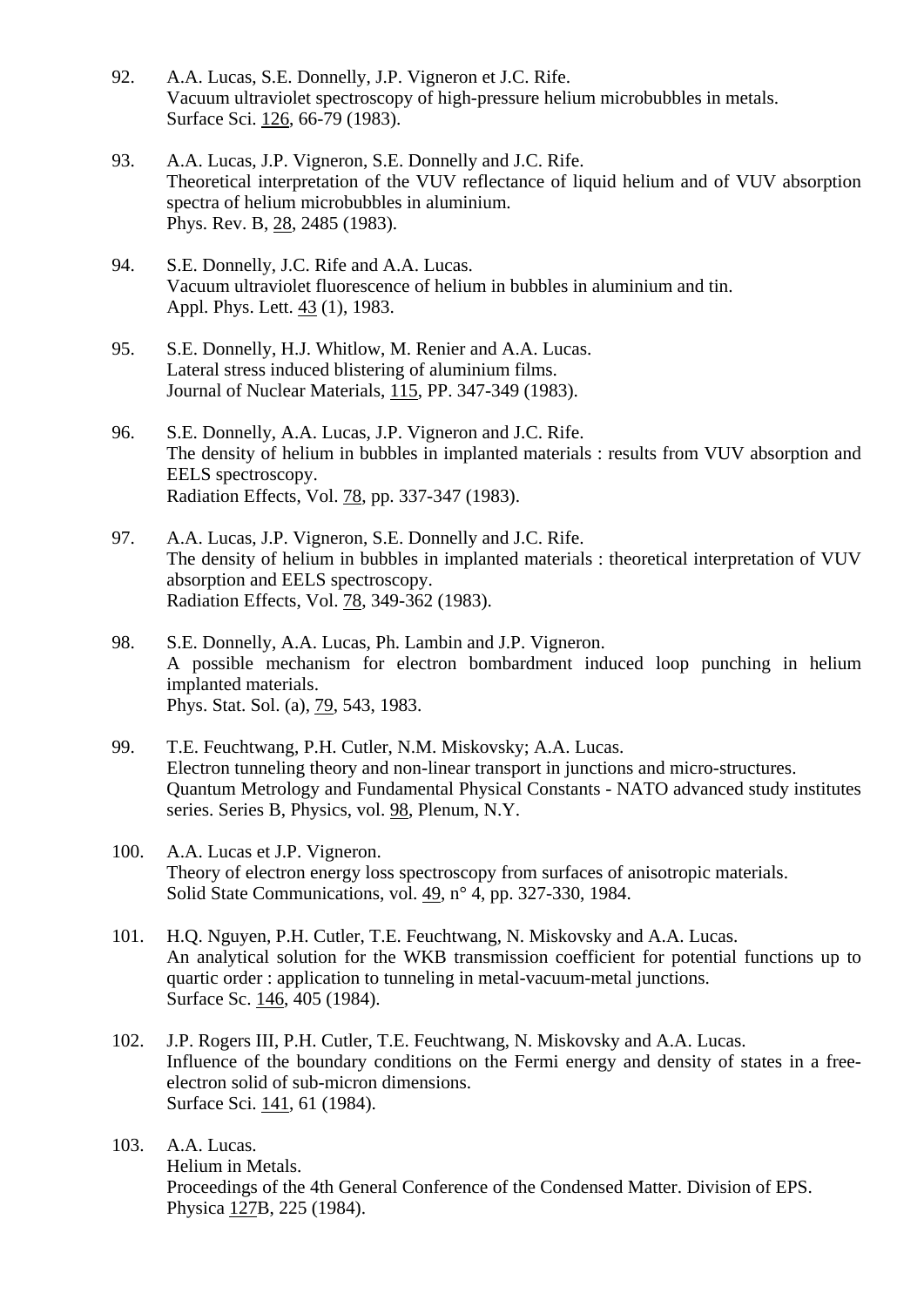92. A.A. Lucas, S.E. Donnelly, J.P. Vigneron et J.C. Rife.
    Vacuum ultraviolet spectroscopy of high-pressure helium microbubbles in metals.
    Surface Sci. 126, 66-79 (1983).

93. A.A. Lucas, J.P. Vigneron, S.E. Donnelly and J.C. Rife.
    Theoretical interpretation of the VUV reflectance of liquid helium and of VUV absorption spectra of helium microbubbles in aluminium.
    Phys. Rev. B, 28, 2485 (1983).

94. S.E. Donnelly, J.C. Rife and A.A. Lucas.
    Vacuum ultraviolet fluorescence of helium in bubbles in aluminium and tin.
    Appl. Phys. Lett. 43 (1), 1983.

95. S.E. Donnelly, H.J. Whitlow, M. Renier and A.A. Lucas.
    Lateral stress induced blistering of aluminium films.
    Journal of Nuclear Materials, 115, PP. 347-349 (1983).

96. S.E. Donnelly, A.A. Lucas, J.P. Vigneron and J.C. Rife.
    The density of helium in bubbles in implanted materials : results from VUV absorption and EELS spectroscopy.
    Radiation Effects, Vol. 78, pp. 337-347 (1983).

97. A.A. Lucas, J.P. Vigneron, S.E. Donnelly and J.C. Rife.
    The density of helium in bubbles in implanted materials : theoretical interpretation of VUV absorption and EELS spectroscopy.
    Radiation Effects, Vol. 78, 349-362 (1983).

98. S.E. Donnelly, A.A. Lucas, Ph. Lambin and J.P. Vigneron.
    A possible mechanism for electron bombardment induced loop punching in helium implanted materials.
    Phys. Stat. Sol. (a), 79, 543, 1983.

99. T.E. Feuchtwang, P.H. Cutler, N.M. Miskovsky; A.A. Lucas.
    Electron tunneling theory and non-linear transport in junctions and micro-structures.
    Quantum Metrology and Fundamental Physical Constants - NATO advanced study institutes series. Series B, Physics, vol. 98, Plenum, N.Y.

100. A.A. Lucas et J.P. Vigneron.
    Theory of electron energy loss spectroscopy from surfaces of anisotropic materials.
    Solid State Communications, vol. 49, n° 4, pp. 327-330, 1984.

101. H.Q. Nguyen, P.H. Cutler, T.E. Feuchtwang, N. Miskovsky and A.A. Lucas.
    An analytical solution for the WKB transmission coefficient for potential functions up to quartic order : application to tunneling in metal-vacuum-metal junctions.
    Surface Sc. 146, 405 (1984).

102. J.P. Rogers III, P.H. Cutler, T.E. Feuchtwang, N. Miskovsky and A.A. Lucas.
    Influence of the boundary conditions on the Fermi energy and density of states in a free-electron solid of sub-micron dimensions.
    Surface Sci. 141, 61 (1984).

103. A.A. Lucas.
    Helium in Metals.
    Proceedings of the 4th General Conference of the Condensed Matter. Division of EPS.
    Physica 127B, 225 (1984).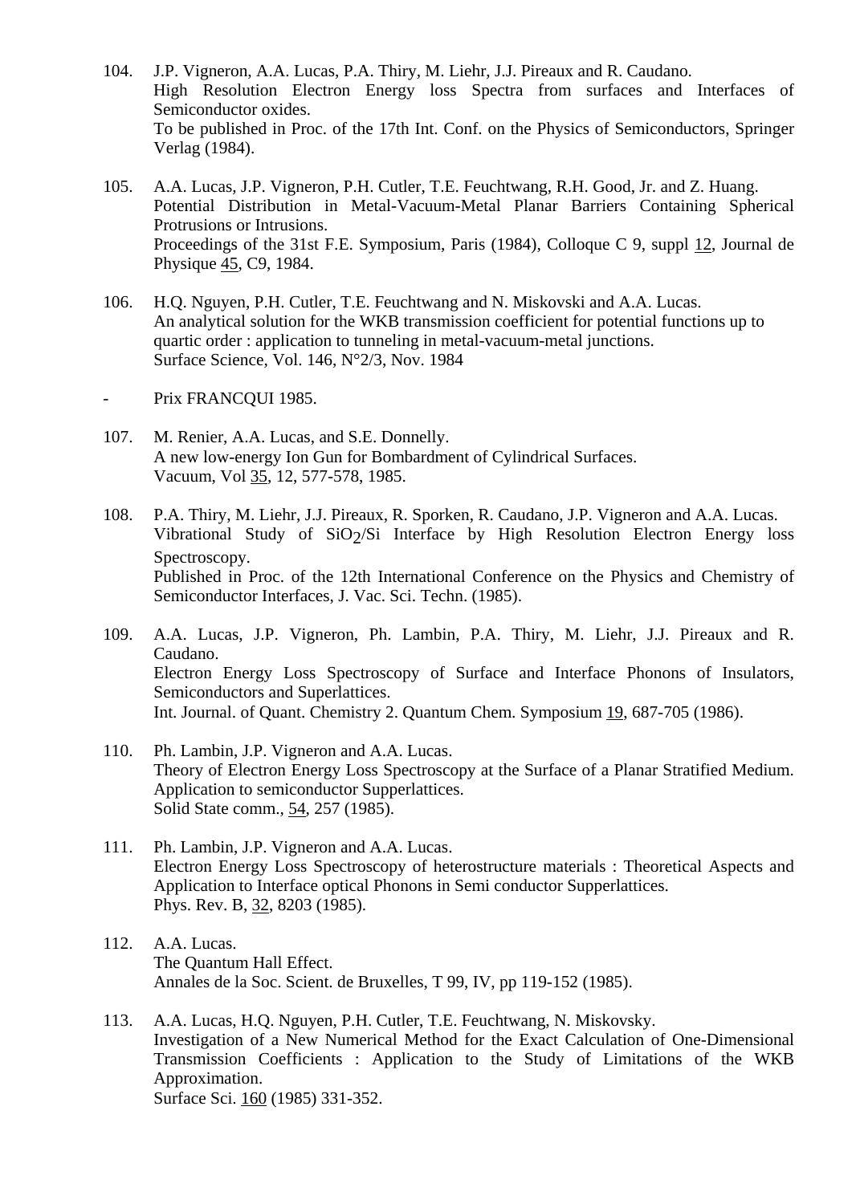104. J.P. Vigneron, A.A. Lucas, P.A. Thiry, M. Liehr, J.J. Pireaux and R. Caudano.
High Resolution Electron Energy loss Spectra from surfaces and Interfaces of Semiconductor oxides.
To be published in Proc. of the 17th Int. Conf. on the Physics of Semiconductors, Springer Verlag (1984).

105. A.A. Lucas, J.P. Vigneron, P.H. Cutler, T.E. Feuchtwang, R.H. Good, Jr. and Z. Huang.
Potential Distribution in Metal-Vacuum-Metal Planar Barriers Containing Spherical Protrusions or Intrusions.
Proceedings of the 31st F.E. Symposium, Paris (1984), Colloque C 9, suppl 12, Journal de Physique 45, C9, 1984.

106. H.Q. Nguyen, P.H. Cutler, T.E. Feuchtwang and N. Miskovski and A.A. Lucas.
An analytical solution for the WKB transmission coefficient for potential functions up to quartic order : application to tunneling in metal-vacuum-metal junctions.
Surface Science, Vol. 146, N°2/3, Nov. 1984

\- Prix FRANCQUI 1985.

107. M. Renier, A.A. Lucas, and S.E. Donnelly.
A new low-energy Ion Gun for Bombardment of Cylindrical Surfaces.
Vacuum, Vol 35, 12, 577-578, 1985.

108. P.A. Thiry, M. Liehr, J.J. Pireaux, R. Sporken, R. Caudano, J.P. Vigneron and A.A. Lucas.
Vibrational Study of $SiO_2$/Si Interface by High Resolution Electron Energy loss Spectroscopy.
Published in Proc. of the 12th International Conference on the Physics and Chemistry of Semiconductor Interfaces, J. Vac. Sci. Techn. (1985).

109. A.A. Lucas, J.P. Vigneron, Ph. Lambin, P.A. Thiry, M. Liehr, J.J. Pireaux and R. Caudano.
Electron Energy Loss Spectroscopy of Surface and Interface Phonons of Insulators, Semiconductors and Superlattices.
Int. Journal. of Quant. Chemistry 2. Quantum Chem. Symposium 19, 687-705 (1986).

110. Ph. Lambin, J.P. Vigneron and A.A. Lucas.
Theory of Electron Energy Loss Spectroscopy at the Surface of a Planar Stratified Medium. Application to semiconductor Supperlattices.
Solid State comm., 54, 257 (1985).

111. Ph. Lambin, J.P. Vigneron and A.A. Lucas.
Electron Energy Loss Spectroscopy of heterostructure materials : Theoretical Aspects and Application to Interface optical Phonons in Semi conductor Supperlattices.
Phys. Rev. B, 32, 8203 (1985).

112. A.A. Lucas.
The Quantum Hall Effect.
Annales de la Soc. Scient. de Bruxelles, T 99, IV, pp 119-152 (1985).

113. A.A. Lucas, H.Q. Nguyen, P.H. Cutler, T.E. Feuchtwang, N. Miskovsky.
Investigation of a New Numerical Method for the Exact Calculation of One-Dimensional Transmission Coefficients : Application to the Study of Limitations of the WKB Approximation.
Surface Sci. 160 (1985) 331-352.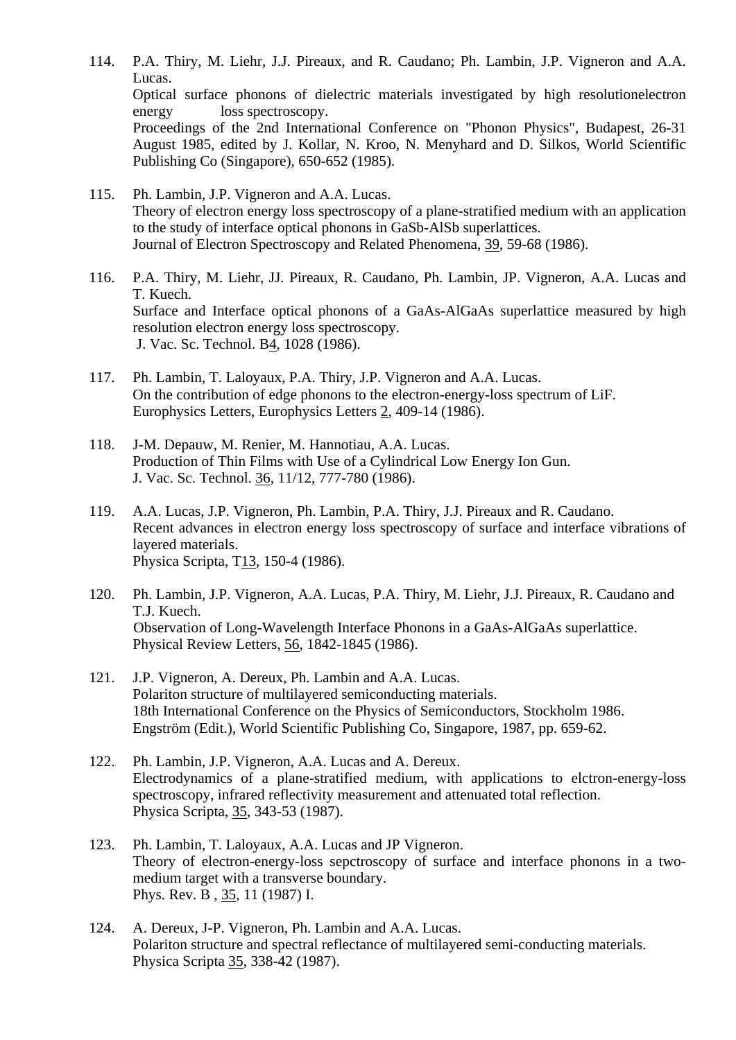114. P.A. Thiry, M. Liehr, J.J. Pireaux, and R. Caudano; Ph. Lambin, J.P. Vigneron and A.A. Lucas.
Optical surface phonons of dielectric materials investigated by high resolutionelectron energy loss spectroscopy.
Proceedings of the 2nd International Conference on "Phonon Physics", Budapest, 26-31 August 1985, edited by J. Kollar, N. Kroo, N. Menyhard and D. Silkos, World Scientific Publishing Co (Singapore), 650-652 (1985).

115. Ph. Lambin, J.P. Vigneron and A.A. Lucas.
Theory of electron energy loss spectroscopy of a plane-stratified medium with an application to the study of interface optical phonons in GaSb-AlSb superlattices.
Journal of Electron Spectroscopy and Related Phenomena, 39, 59-68 (1986).

116. P.A. Thiry, M. Liehr, JJ. Pireaux, R. Caudano, Ph. Lambin, JP. Vigneron, A.A. Lucas and T. Kuech.
Surface and Interface optical phonons of a GaAs-AlGaAs superlattice measured by high resolution electron energy loss spectroscopy.
J. Vac. Sc. Technol. B4, 1028 (1986).

117. Ph. Lambin, T. Laloyaux, P.A. Thiry, J.P. Vigneron and A.A. Lucas.
On the contribution of edge phonons to the electron-energy-loss spectrum of LiF.
Europhysics Letters, Europhysics Letters 2, 409-14 (1986).

118. J-M. Depauw, M. Renier, M. Hannotiau, A.A. Lucas.
Production of Thin Films with Use of a Cylindrical Low Energy Ion Gun.
J. Vac. Sc. Technol. 36, 11/12, 777-780 (1986).

119. A.A. Lucas, J.P. Vigneron, Ph. Lambin, P.A. Thiry, J.J. Pireaux and R. Caudano.
Recent advances in electron energy loss spectroscopy of surface and interface vibrations of layered materials.
Physica Scripta, T13, 150-4 (1986).

120. Ph. Lambin, J.P. Vigneron, A.A. Lucas, P.A. Thiry, M. Liehr, J.J. Pireaux, R. Caudano and T.J. Kuech.
Observation of Long-Wavelength Interface Phonons in a GaAs-AlGaAs superlattice.
Physical Review Letters, 56, 1842-1845 (1986).

121. J.P. Vigneron, A. Dereux, Ph. Lambin and A.A. Lucas.
Polariton structure of multilayered semiconducting materials.
18th International Conference on the Physics of Semiconductors, Stockholm 1986.
Engström (Edit.), World Scientific Publishing Co, Singapore, 1987, pp. 659-62.

122. Ph. Lambin, J.P. Vigneron, A.A. Lucas and A. Dereux.
Electrodynamics of a plane-stratified medium, with applications to elctron-energy-loss spectroscopy, infrared reflectivity measurement and attenuated total reflection.
Physica Scripta, 35, 343-53 (1987).

123. Ph. Lambin, T. Laloyaux, A.A. Lucas and JP Vigneron.
Theory of electron-energy-loss sepctroscopy of surface and interface phonons in a two-medium target with a transverse boundary.
Phys. Rev. B , 35, 11 (1987) I.

124. A. Dereux, J-P. Vigneron, Ph. Lambin and A.A. Lucas.
Polariton structure and spectral reflectance of multilayered semi-conducting materials.
Physica Scripta 35, 338-42 (1987).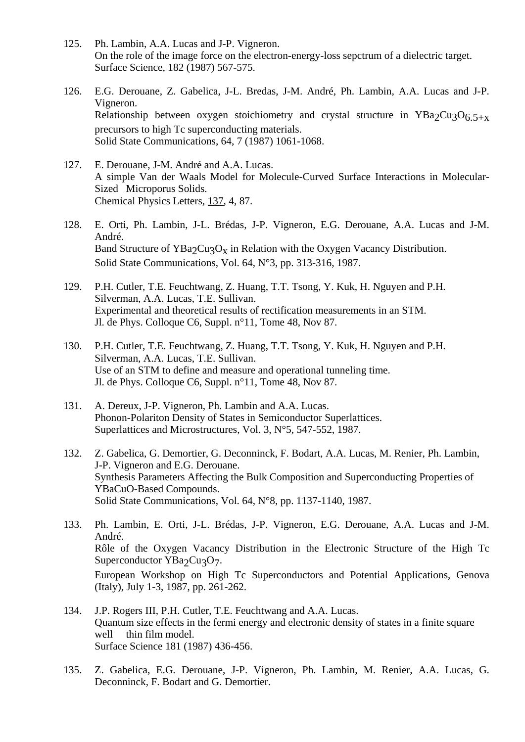125. Ph. Lambin, A.A. Lucas and J-P. Vigneron.
On the role of the image force on the electron-energy-loss sepctrum of a dielectric target.
Surface Science, 182 (1987) 567-575.

126. E.G. Derouane, Z. Gabelica, J-L. Bredas, J-M. André, Ph. Lambin, A.A. Lucas and J-P. Vigneron.
Relationship between oxygen stoichiometry and crystal structure in $YBa_2Cu_3O_{6.5+x}$ precursors to high Tc superconducting materials.
Solid State Communications, 64, 7 (1987) 1061-1068.

127. E. Derouane, J-M. André and A.A. Lucas.
A simple Van der Waals Model for Molecule-Curved Surface Interactions in Molecular-Sized Microporus Solids.
Chemical Physics Letters, 137, 4, 87.

128. E. Orti, Ph. Lambin, J-L. Brédas, J-P. Vigneron, E.G. Derouane, A.A. Lucas and J-M. André.
Band Structure of $YBa_2Cu_3O_x$ in Relation with the Oxygen Vacancy Distribution.
Solid State Communications, Vol. 64, N°3, pp. 313-316, 1987.

129. P.H. Cutler, T.E. Feuchtwang, Z. Huang, T.T. Tsong, Y. Kuk, H. Nguyen and P.H. Silverman, A.A. Lucas, T.E. Sullivan.
Experimental and theoretical results of rectification measurements in an STM.
Jl. de Phys. Colloque C6, Suppl. n°11, Tome 48, Nov 87.

130. P.H. Cutler, T.E. Feuchtwang, Z. Huang, T.T. Tsong, Y. Kuk, H. Nguyen and P.H. Silverman, A.A. Lucas, T.E. Sullivan.
Use of an STM to define and measure and operational tunneling time.
Jl. de Phys. Colloque C6, Suppl. n°11, Tome 48, Nov 87.

131. A. Dereux, J-P. Vigneron, Ph. Lambin and A.A. Lucas.
Phonon-Polariton Density of States in Semiconductor Superlattices.
Superlattices and Microstructures, Vol. 3, N°5, 547-552, 1987.

132. Z. Gabelica, G. Demortier, G. Deconninck, F. Bodart, A.A. Lucas, M. Renier, Ph. Lambin, J-P. Vigneron and E.G. Derouane.
Synthesis Parameters Affecting the Bulk Composition and Superconducting Properties of YBaCuO-Based Compounds.
Solid State Communications, Vol. 64, N°8, pp. 1137-1140, 1987.

133. Ph. Lambin, E. Orti, J-L. Brédas, J-P. Vigneron, E.G. Derouane, A.A. Lucas and J-M. André.
Rôle of the Oxygen Vacancy Distribution in the Electronic Structure of the High Tc Superconductor $YBa_2Cu_3O_7$.
European Workshop on High Tc Superconductors and Potential Applications, Genova (Italy), July 1-3, 1987, pp. 261-262.

134. J.P. Rogers III, P.H. Cutler, T.E. Feuchtwang and A.A. Lucas.
Quantum size effects in the fermi energy and electronic density of states in a finite square well thin film model.
Surface Science 181 (1987) 436-456.

135. Z. Gabelica, E.G. Derouane, J-P. Vigneron, Ph. Lambin, M. Renier, A.A. Lucas, G. Deconninck, F. Bodart and G. Demortier.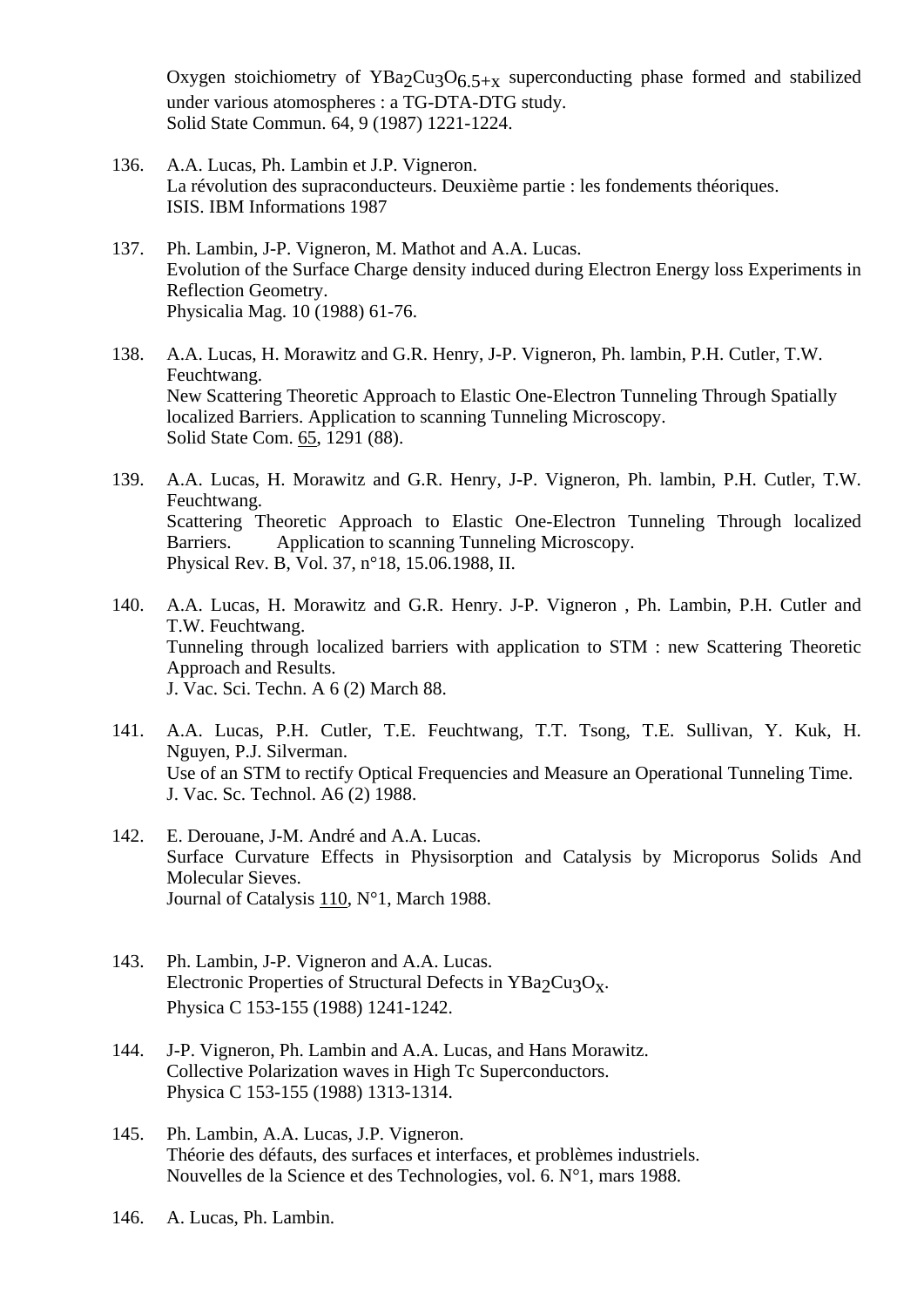Oxygen stoichiometry of $YBa_2Cu_3O_{6.5+x}$ superconducting phase formed and stabilized under various atomospheres : a TG-DTA-DTG study.
Solid State Commun. 64, 9 (1987) 1221-1224.

136. A.A. Lucas, Ph. Lambin et J.P. Vigneron.
La révolution des supraconducteurs. Deuxième partie : les fondements théoriques.
ISIS. IBM Informations 1987

137. Ph. Lambin, J-P. Vigneron, M. Mathot and A.A. Lucas.
Evolution of the Surface Charge density induced during Electron Energy loss Experiments in Reflection Geometry.
Physicalia Mag. 10 (1988) 61-76.

138. A.A. Lucas, H. Morawitz and G.R. Henry, J-P. Vigneron, Ph. lambin, P.H. Cutler, T.W. Feuchtwang.
New Scattering Theoretic Approach to Elastic One-Electron Tunneling Through Spatially localized Barriers. Application to scanning Tunneling Microscopy.
Solid State Com. 65, 1291 (88).

139. A.A. Lucas, H. Morawitz and G.R. Henry, J-P. Vigneron, Ph. lambin, P.H. Cutler, T.W. Feuchtwang.
Scattering Theoretic Approach to Elastic One-Electron Tunneling Through localized Barriers. Application to scanning Tunneling Microscopy.
Physical Rev. B, Vol. 37, n°18, 15.06.1988, II.

140. A.A. Lucas, H. Morawitz and G.R. Henry. J-P. Vigneron , Ph. Lambin, P.H. Cutler and T.W. Feuchtwang.
Tunneling through localized barriers with application to STM : new Scattering Theoretic Approach and Results.
J. Vac. Sci. Techn. A 6 (2) March 88.

141. A.A. Lucas, P.H. Cutler, T.E. Feuchtwang, T.T. Tsong, T.E. Sullivan, Y. Kuk, H. Nguyen, P.J. Silverman.
Use of an STM to rectify Optical Frequencies and Measure an Operational Tunneling Time.
J. Vac. Sc. Technol. A6 (2) 1988.

142. E. Derouane, J-M. André and A.A. Lucas.
Surface Curvature Effects in Physisorption and Catalysis by Microporus Solids And Molecular Sieves.
Journal of Catalysis 110, N°1, March 1988.

143. Ph. Lambin, J-P. Vigneron and A.A. Lucas.
Electronic Properties of Structural Defects in $YBa_2Cu_3O_x$.
Physica C 153-155 (1988) 1241-1242.

144. J-P. Vigneron, Ph. Lambin and A.A. Lucas, and Hans Morawitz.
Collective Polarization waves in High Tc Superconductors.
Physica C 153-155 (1988) 1313-1314.

145. Ph. Lambin, A.A. Lucas, J.P. Vigneron.
Théorie des défauts, des surfaces et interfaces, et problèmes industriels.
Nouvelles de la Science et des Technologies, vol. 6. N°1, mars 1988.

146. A. Lucas, Ph. Lambin.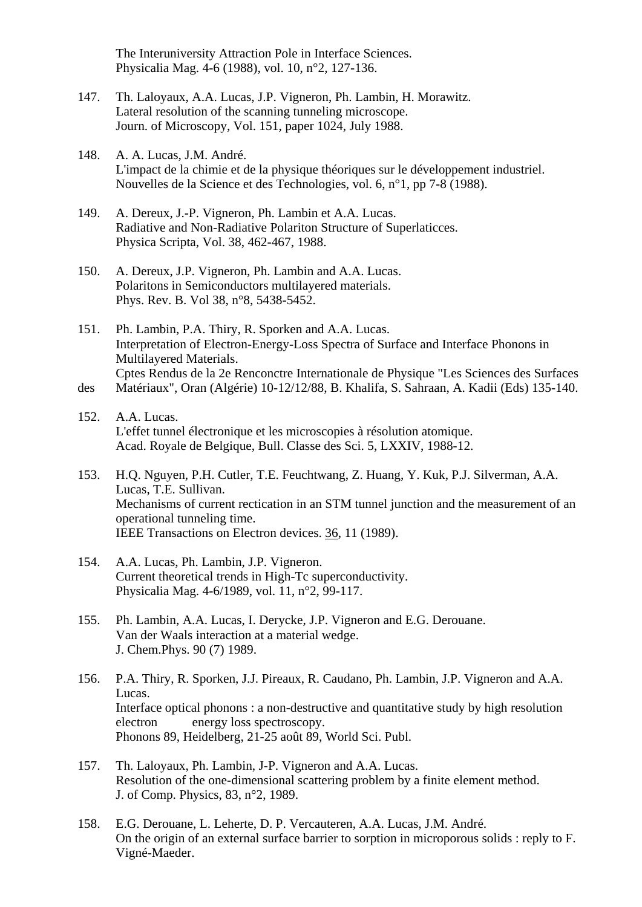The Interuniversity Attraction Pole in Interface Sciences.
Physicalia Mag. 4-6 (1988), vol. 10, n°2, 127-136.

147. Th. Laloyaux, A.A. Lucas, J.P. Vigneron, Ph. Lambin, H. Morawitz.
Lateral resolution of the scanning tunneling microscope.
Journ. of Microscopy, Vol. 151, paper 1024, July 1988.

148. A. A. Lucas, J.M. André.
L'impact de la chimie et de la physique théoriques sur le développement industriel.
Nouvelles de la Science et des Technologies, vol. 6, n°1, pp 7-8 (1988).

149. A. Dereux, J.-P. Vigneron, Ph. Lambin et A.A. Lucas.
Radiative and Non-Radiative Polariton Structure of Superlaticces.
Physica Scripta, Vol. 38, 462-467, 1988.

150. A. Dereux, J.P. Vigneron, Ph. Lambin and A.A. Lucas.
Polaritons in Semiconductors multilayered materials.
Phys. Rev. B. Vol 38, n°8, 5438-5452.

151. Ph. Lambin, P.A. Thiry, R. Sporken and A.A. Lucas.
Interpretation of Electron-Energy-Loss Spectra of Surface and Interface Phonons in Multilayered Materials.
Cptes Rendus de la 2e Renconctre Internationale de Physique "Les Sciences des Surfaces des Matériaux", Oran (Algérie) 10-12/12/88, B. Khalifa, S. Sahraan, A. Kadii (Eds) 135-140.

152. A.A. Lucas.
L'effet tunnel électronique et les microscopies à résolution atomique.
Acad. Royale de Belgique, Bull. Classe des Sci. 5, LXXIV, 1988-12.

153. H.Q. Nguyen, P.H. Cutler, T.E. Feuchtwang, Z. Huang, Y. Kuk, P.J. Silverman, A.A. Lucas, T.E. Sullivan.
Mechanisms of current rectication in an STM tunnel junction and the measurement of an operational tunneling time.
IEEE Transactions on Electron devices. 36, 11 (1989).

154. A.A. Lucas, Ph. Lambin, J.P. Vigneron.
Current theoretical trends in High-Tc superconductivity.
Physicalia Mag. 4-6/1989, vol. 11, n°2, 99-117.

155. Ph. Lambin, A.A. Lucas, I. Derycke, J.P. Vigneron and E.G. Derouane.
Van der Waals interaction at a material wedge.
J. Chem.Phys. 90 (7) 1989.

156. P.A. Thiry, R. Sporken, J.J. Pireaux, R. Caudano, Ph. Lambin, J.P. Vigneron and A.A. Lucas.
Interface optical phonons : a non-destructive and quantitative study by high resolution electron energy loss spectroscopy.
Phonons 89, Heidelberg, 21-25 août 89, World Sci. Publ.

157. Th. Laloyaux, Ph. Lambin, J-P. Vigneron and A.A. Lucas.
Resolution of the one-dimensional scattering problem by a finite element method.
J. of Comp. Physics, 83, n°2, 1989.

158. E.G. Derouane, L. Leherte, D. P. Vercauteren, A.A. Lucas, J.M. André.
On the origin of an external surface barrier to sorption in microporous solids : reply to F. Vigné-Maeder.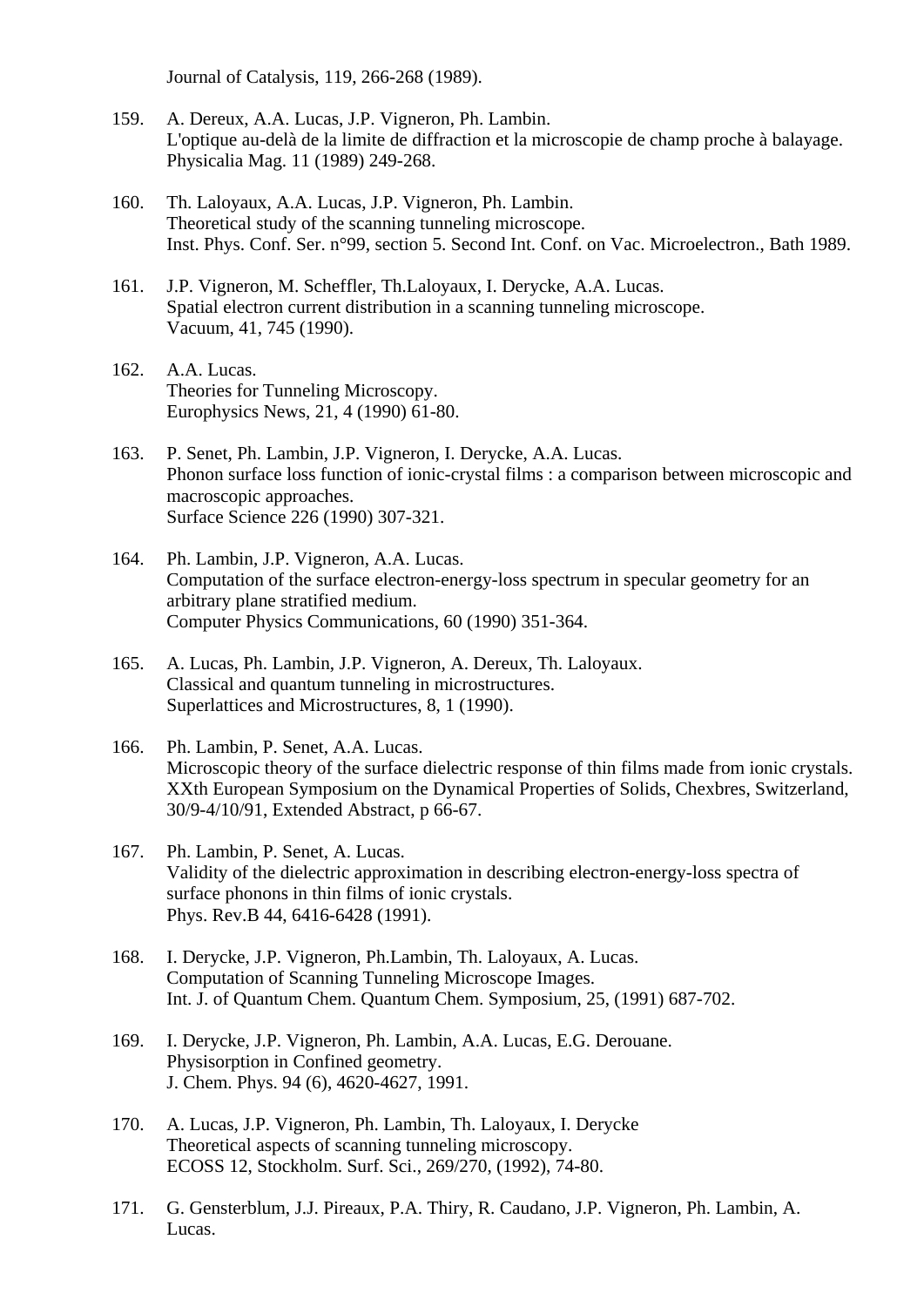Journal of Catalysis, 119, 266-268 (1989).

159. A. Dereux, A.A. Lucas, J.P. Vigneron, Ph. Lambin.
L'optique au-delà de la limite de diffraction et la microscopie de champ proche à balayage.
Physicalia Mag. 11 (1989) 249-268.

160. Th. Laloyaux, A.A. Lucas, J.P. Vigneron, Ph. Lambin.
Theoretical study of the scanning tunneling microscope.
Inst. Phys. Conf. Ser. n°99, section 5. Second Int. Conf. on Vac. Microelectron., Bath 1989.

161. J.P. Vigneron, M. Scheffler, Th.Laloyaux, I. Derycke, A.A. Lucas.
Spatial electron current distribution in a scanning tunneling microscope.
Vacuum, 41, 745 (1990).

162. A.A. Lucas.
Theories for Tunneling Microscopy.
Europhysics News, 21, 4 (1990) 61-80.

163. P. Senet, Ph. Lambin, J.P. Vigneron, I. Derycke, A.A. Lucas.
Phonon surface loss function of ionic-crystal films : a comparison between microscopic and macroscopic approaches.
Surface Science 226 (1990) 307-321.

164. Ph. Lambin, J.P. Vigneron, A.A. Lucas.
Computation of the surface electron-energy-loss spectrum in specular geometry for an arbitrary plane stratified medium.
Computer Physics Communications, 60 (1990) 351-364.

165. A. Lucas, Ph. Lambin, J.P. Vigneron, A. Dereux, Th. Laloyaux.
Classical and quantum tunneling in microstructures.
Superlattices and Microstructures, 8, 1 (1990).

166. Ph. Lambin, P. Senet, A.A. Lucas.
Microscopic theory of the surface dielectric response of thin films made from ionic crystals.
XXth European Symposium on the Dynamical Properties of Solids, Chexbres, Switzerland, 30/9-4/10/91, Extended Abstract, p 66-67.

167. Ph. Lambin, P. Senet, A. Lucas.
Validity of the dielectric approximation in describing electron-energy-loss spectra of surface phonons in thin films of ionic crystals.
Phys. Rev.B 44, 6416-6428 (1991).

168. I. Derycke, J.P. Vigneron, Ph.Lambin, Th. Laloyaux, A. Lucas.
Computation of Scanning Tunneling Microscope Images.
Int. J. of Quantum Chem. Quantum Chem. Symposium, 25, (1991) 687-702.

169. I. Derycke, J.P. Vigneron, Ph. Lambin, A.A. Lucas, E.G. Derouane.
Physisorption in Confined geometry.
J. Chem. Phys. 94 (6), 4620-4627, 1991.

170. A. Lucas, J.P. Vigneron, Ph. Lambin, Th. Laloyaux, I. Derycke
Theoretical aspects of scanning tunneling microscopy.
ECOSS 12, Stockholm. Surf. Sci., 269/270, (1992), 74-80.

171. G. Gensterblum, J.J. Pireaux, P.A. Thiry, R. Caudano, J.P. Vigneron, Ph. Lambin, A. Lucas.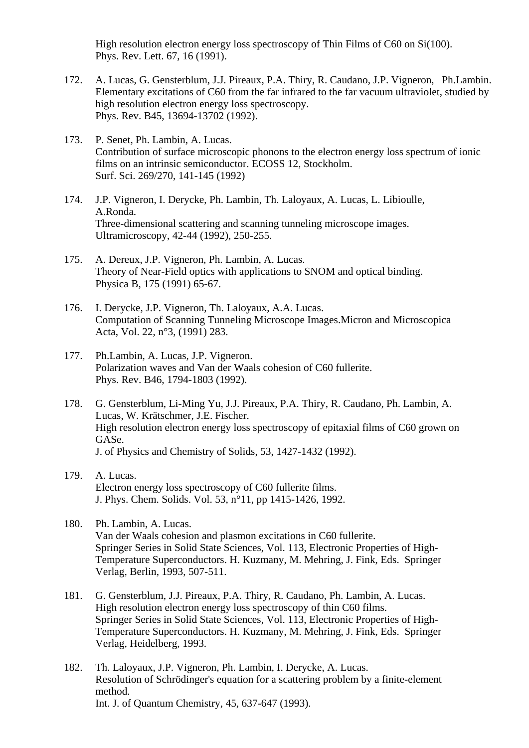High resolution electron energy loss spectroscopy of Thin Films of C60 on Si(100).
Phys. Rev. Lett. 67, 16 (1991).

172. A. Lucas, G. Gensterblum, J.J. Pireaux, P.A. Thiry, R. Caudano, J.P. Vigneron, Ph.Lambin.
Elementary excitations of C60 from the far infrared to the far vacuum ultraviolet, studied by high resolution electron energy loss spectroscopy.
Phys. Rev. B45, 13694-13702 (1992).

173. P. Senet, Ph. Lambin, A. Lucas.
Contribution of surface microscopic phonons to the electron energy loss spectrum of ionic films on an intrinsic semiconductor. ECOSS 12, Stockholm.
Surf. Sci. 269/270, 141-145 (1992)

174. J.P. Vigneron, I. Derycke, Ph. Lambin, Th. Laloyaux, A. Lucas, L. Libioulle, A.Ronda.
Three-dimensional scattering and scanning tunneling microscope images.
Ultramicroscopy, 42-44 (1992), 250-255.

175. A. Dereux, J.P. Vigneron, Ph. Lambin, A. Lucas.
Theory of Near-Field optics with applications to SNOM and optical binding.
Physica B, 175 (1991) 65-67.

176. I. Derycke, J.P. Vigneron, Th. Laloyaux, A.A. Lucas.
Computation of Scanning Tunneling Microscope Images.Micron and Microscopica Acta, Vol. 22, n°3, (1991) 283.

177. Ph.Lambin, A. Lucas, J.P. Vigneron.
Polarization waves and Van der Waals cohesion of C60 fullerite.
Phys. Rev. B46, 1794-1803 (1992).

178. G. Gensterblum, Li-Ming Yu, J.J. Pireaux, P.A. Thiry, R. Caudano, Ph. Lambin, A. Lucas, W. Krätschmer, J.E. Fischer.
High resolution electron energy loss spectroscopy of epitaxial films of C60 grown on GASe.
J. of Physics and Chemistry of Solids, 53, 1427-1432 (1992).

179. A. Lucas.
Electron energy loss spectroscopy of C60 fullerite films.
J. Phys. Chem. Solids. Vol. 53, n°11, pp 1415-1426, 1992.

180. Ph. Lambin, A. Lucas.
Van der Waals cohesion and plasmon excitations in C60 fullerite.
Springer Series in Solid State Sciences, Vol. 113, Electronic Properties of High-Temperature Superconductors. H. Kuzmany, M. Mehring, J. Fink, Eds. Springer Verlag, Berlin, 1993, 507-511.

181. G. Gensterblum, J.J. Pireaux, P.A. Thiry, R. Caudano, Ph. Lambin, A. Lucas.
High resolution electron energy loss spectroscopy of thin C60 films.
Springer Series in Solid State Sciences, Vol. 113, Electronic Properties of High-Temperature Superconductors. H. Kuzmany, M. Mehring, J. Fink, Eds. Springer Verlag, Heidelberg, 1993.

182. Th. Laloyaux, J.P. Vigneron, Ph. Lambin, I. Derycke, A. Lucas.
Resolution of Schrödinger's equation for a scattering problem by a finite-element method.
Int. J. of Quantum Chemistry, 45, 637-647 (1993).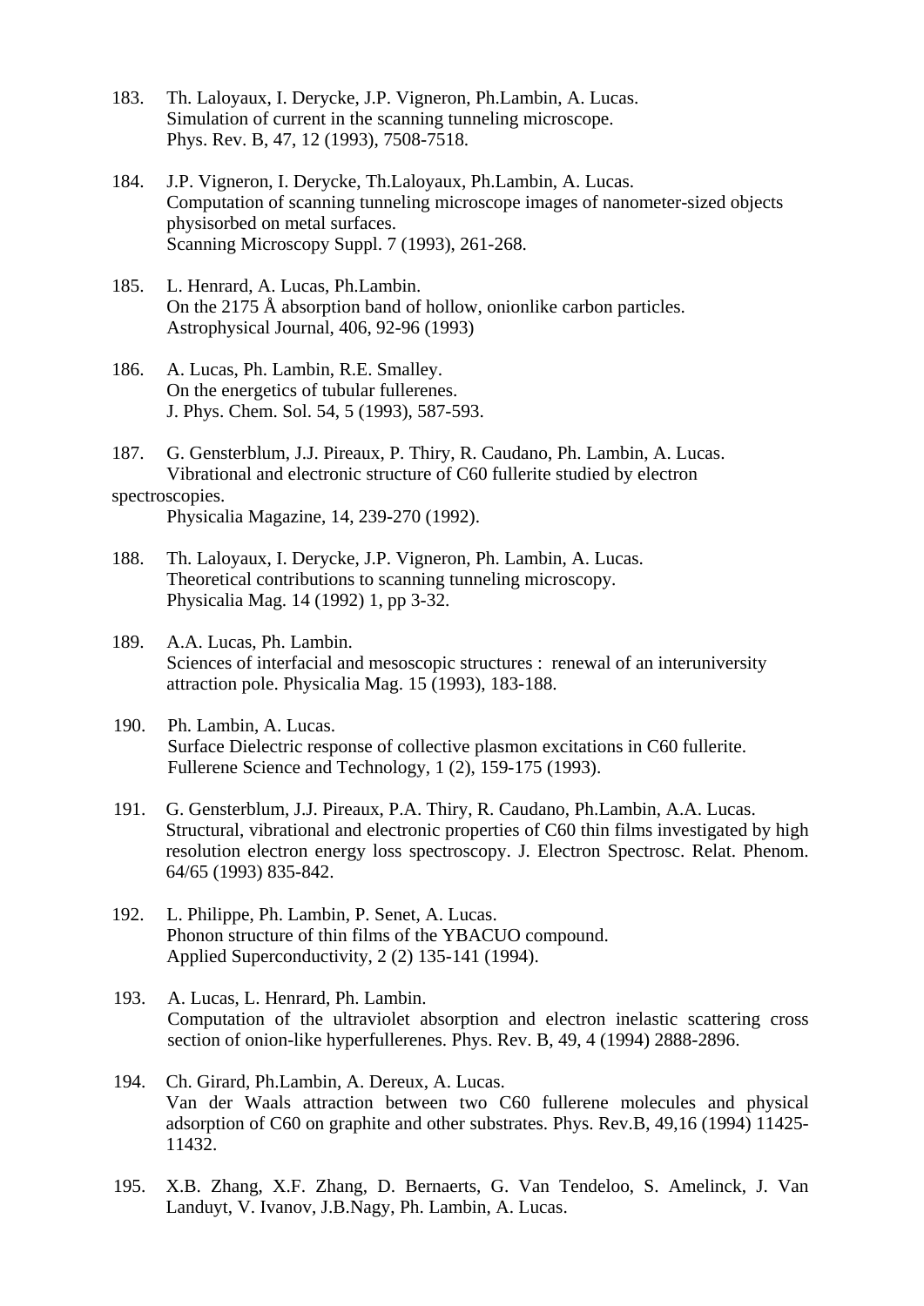183. Th. Laloyaux, I. Derycke, J.P. Vigneron, Ph.Lambin, A. Lucas.
Simulation of current in the scanning tunneling microscope.
Phys. Rev. B, 47, 12 (1993), 7508-7518.

184. J.P. Vigneron, I. Derycke, Th.Laloyaux, Ph.Lambin, A. Lucas.
Computation of scanning tunneling microscope images of nanometer-sized objects physisorbed on metal surfaces.
Scanning Microscopy Suppl. 7 (1993), 261-268.

185. L. Henrard, A. Lucas, Ph.Lambin.
On the 2175 Å absorption band of hollow, onionlike carbon particles.
Astrophysical Journal, 406, 92-96 (1993)

186. A. Lucas, Ph. Lambin, R.E. Smalley.
On the energetics of tubular fullerenes.
J. Phys. Chem. Sol. 54, 5 (1993), 587-593.

187. G. Gensterblum, J.J. Pireaux, P. Thiry, R. Caudano, Ph. Lambin, A. Lucas.
Vibrational and electronic structure of C60 fullerite studied by electron spectroscopies.
Physicalia Magazine, 14, 239-270 (1992).

188. Th. Laloyaux, I. Derycke, J.P. Vigneron, Ph. Lambin, A. Lucas.
Theoretical contributions to scanning tunneling microscopy.
Physicalia Mag. 14 (1992) 1, pp 3-32.

189. A.A. Lucas, Ph. Lambin.
Sciences of interfacial and mesoscopic structures : renewal of an interuniversity attraction pole. Physicalia Mag. 15 (1993), 183-188.

190. Ph. Lambin, A. Lucas.
Surface Dielectric response of collective plasmon excitations in C60 fullerite.
Fullerene Science and Technology, 1 (2), 159-175 (1993).

191. G. Gensterblum, J.J. Pireaux, P.A. Thiry, R. Caudano, Ph.Lambin, A.A. Lucas.
Structural, vibrational and electronic properties of C60 thin films investigated by high resolution electron energy loss spectroscopy. J. Electron Spectrosc. Relat. Phenom. 64/65 (1993) 835-842.

192. L. Philippe, Ph. Lambin, P. Senet, A. Lucas.
Phonon structure of thin films of the YBACUO compound.
Applied Superconductivity, 2 (2) 135-141 (1994).

193. A. Lucas, L. Henrard, Ph. Lambin.
Computation of the ultraviolet absorption and electron inelastic scattering cross section of onion-like hyperfullerenes. Phys. Rev. B, 49, 4 (1994) 2888-2896.

194. Ch. Girard, Ph.Lambin, A. Dereux, A. Lucas.
Van der Waals attraction between two C60 fullerene molecules and physical adsorption of C60 on graphite and other substrates. Phys. Rev.B, 49,16 (1994) 11425-11432.

195. X.B. Zhang, X.F. Zhang, D. Bernaerts, G. Van Tendeloo, S. Amelinck, J. Van Landuyt, V. Ivanov, J.B.Nagy, Ph. Lambin, A. Lucas.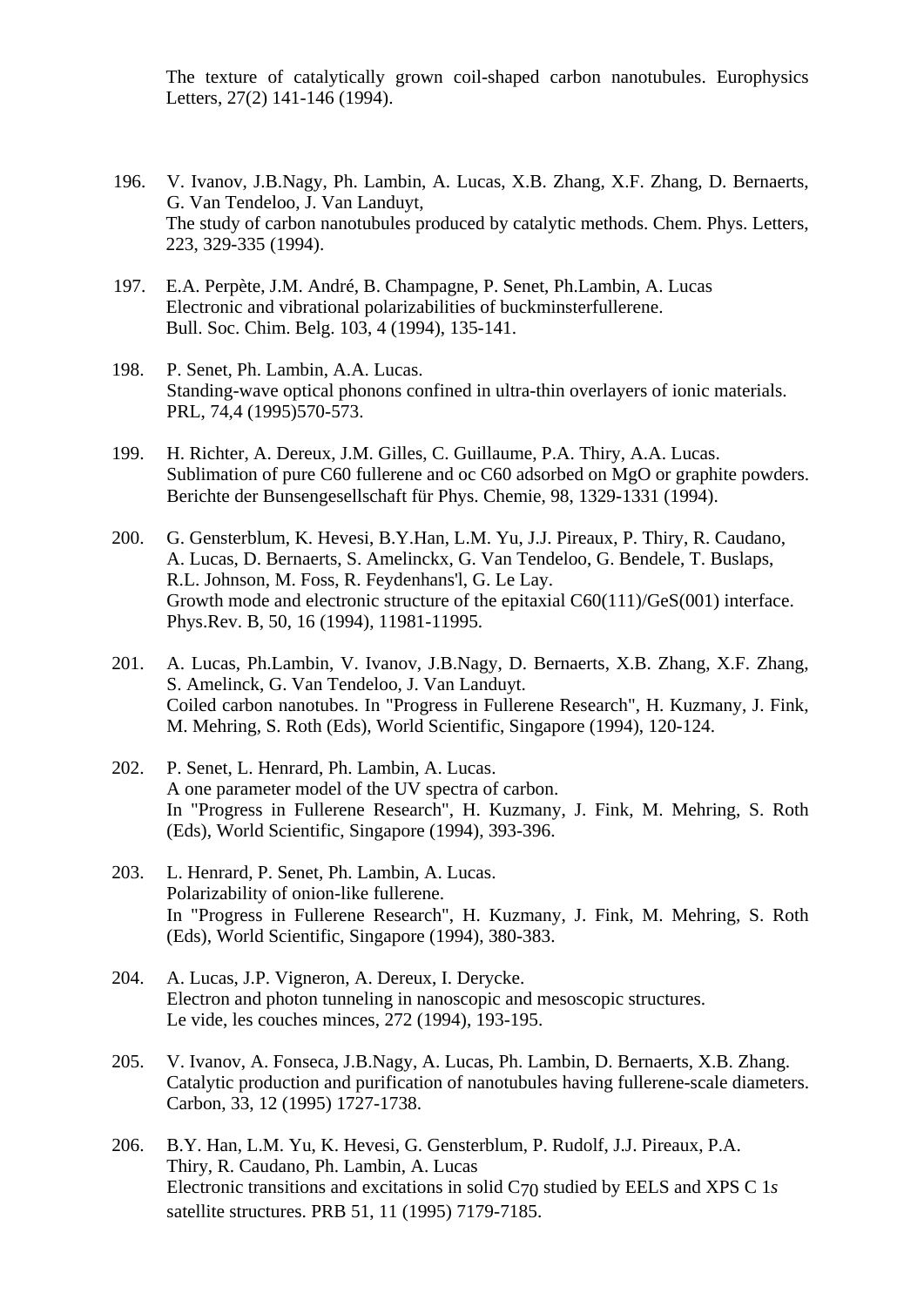The texture of catalytically grown coil-shaped carbon nanotubules. Europhysics Letters, 27(2) 141-146 (1994).

196. V. Ivanov, J.B.Nagy, Ph. Lambin, A. Lucas, X.B. Zhang, X.F. Zhang, D. Bernaerts, G. Van Tendeloo, J. Van Landuyt,
The study of carbon nanotubules produced by catalytic methods. Chem. Phys. Letters, 223, 329-335 (1994).

197. E.A. Perpète, J.M. André, B. Champagne, P. Senet, Ph.Lambin, A. Lucas
Electronic and vibrational polarizabilities of buckminsterfullerene.
Bull. Soc. Chim. Belg. 103, 4 (1994), 135-141.

198. P. Senet, Ph. Lambin, A.A. Lucas.
Standing-wave optical phonons confined in ultra-thin overlayers of ionic materials.
PRL, 74,4 (1995)570-573.

199. H. Richter, A. Dereux, J.M. Gilles, C. Guillaume, P.A. Thiry, A.A. Lucas.
Sublimation of pure C60 fullerene and oc C60 adsorbed on MgO or graphite powders.
Berichte der Bunsengesellschaft für Phys. Chemie, 98, 1329-1331 (1994).

200. G. Gensterblum, K. Hevesi, B.Y.Han, L.M. Yu, J.J. Pireaux, P. Thiry, R. Caudano, A. Lucas, D. Bernaerts, S. Amelinckx, G. Van Tendeloo, G. Bendele, T. Buslaps, R.L. Johnson, M. Foss, R. Feydenhans'l, G. Le Lay.
Growth mode and electronic structure of the epitaxial C60(111)/GeS(001) interface.
Phys.Rev. B, 50, 16 (1994), 11981-11995.

201. A. Lucas, Ph.Lambin, V. Ivanov, J.B.Nagy, D. Bernaerts, X.B. Zhang, X.F. Zhang, S. Amelinck, G. Van Tendeloo, J. Van Landuyt.
Coiled carbon nanotubes. In "Progress in Fullerene Research", H. Kuzmany, J. Fink, M. Mehring, S. Roth (Eds), World Scientific, Singapore (1994), 120-124.

202. P. Senet, L. Henrard, Ph. Lambin, A. Lucas.
A one parameter model of the UV spectra of carbon.
In "Progress in Fullerene Research", H. Kuzmany, J. Fink, M. Mehring, S. Roth (Eds), World Scientific, Singapore (1994), 393-396.

203. L. Henrard, P. Senet, Ph. Lambin, A. Lucas.
Polarizability of onion-like fullerene.
In "Progress in Fullerene Research", H. Kuzmany, J. Fink, M. Mehring, S. Roth (Eds), World Scientific, Singapore (1994), 380-383.

204. A. Lucas, J.P. Vigneron, A. Dereux, I. Derycke.
Electron and photon tunneling in nanoscopic and mesoscopic structures.
Le vide, les couches minces, 272 (1994), 193-195.

205. V. Ivanov, A. Fonseca, J.B.Nagy, A. Lucas, Ph. Lambin, D. Bernaerts, X.B. Zhang.
Catalytic production and purification of nanotubules having fullerene-scale diameters.
Carbon, 33, 12 (1995) 1727-1738.

206. B.Y. Han, L.M. Yu, K. Hevesi, G. Gensterblum, P. Rudolf, J.J. Pireaux, P.A. Thiry, R. Caudano, Ph. Lambin, A. Lucas
Electronic transitions and excitations in solid $C_{70}$ studied by EELS and XPS C 1*s* satellite structures. PRB 51, 11 (1995) 7179-7185.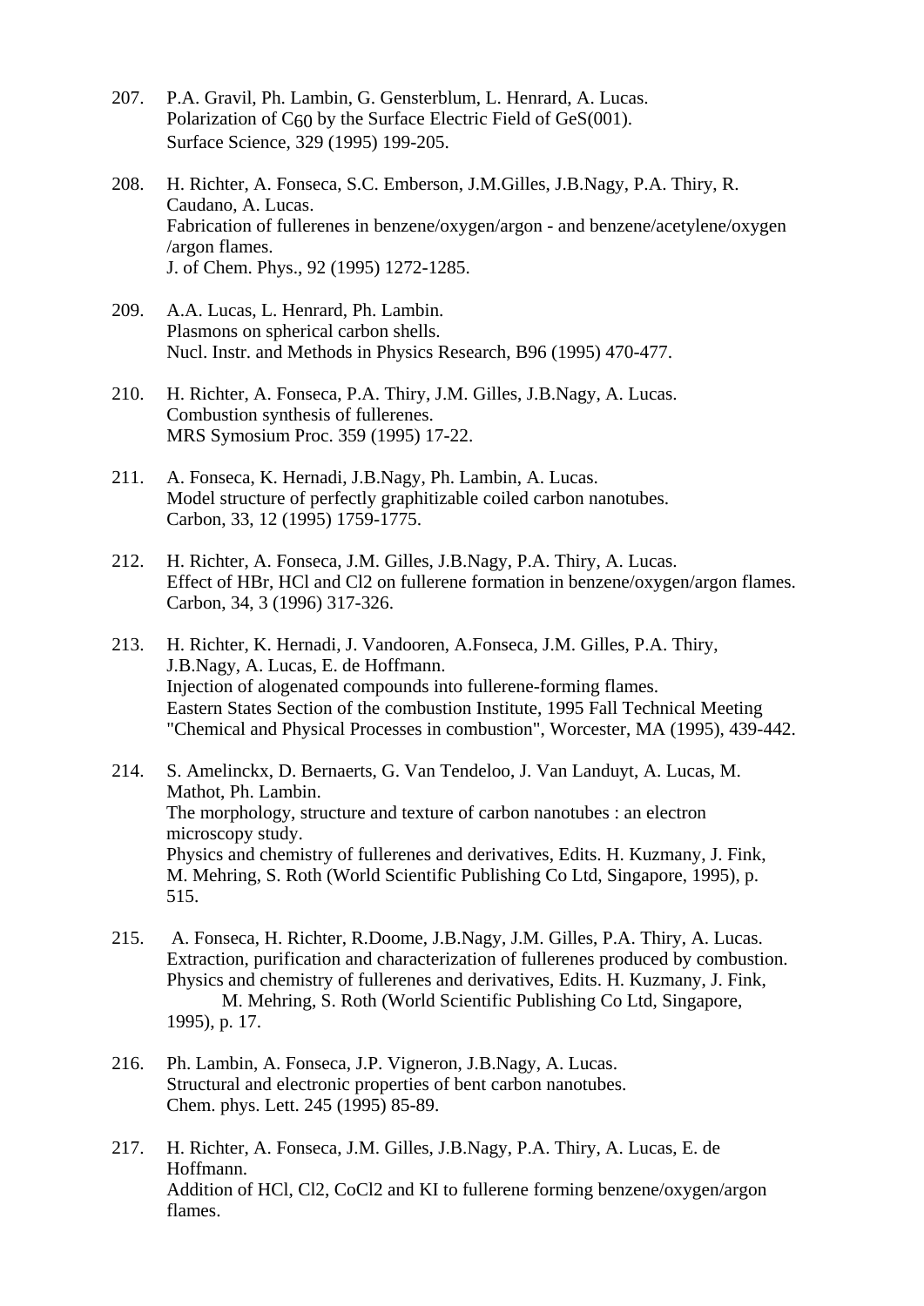207. P.A. Gravil, Ph. Lambin, G. Gensterblum, L. Henrard, A. Lucas.
Polarization of $C_{60}$ by the Surface Electric Field of GeS(001).
Surface Science, 329 (1995) 199-205.

208. H. Richter, A. Fonseca, S.C. Emberson, J.M.Gilles, J.B.Nagy, P.A. Thiry, R. Caudano, A. Lucas.
Fabrication of fullerenes in benzene/oxygen/argon - and benzene/acetylene/oxygen /argon flames.
J. of Chem. Phys., 92 (1995) 1272-1285.

209. A.A. Lucas, L. Henrard, Ph. Lambin.
Plasmons on spherical carbon shells.
Nucl. Instr. and Methods in Physics Research, B96 (1995) 470-477.

210. H. Richter, A. Fonseca, P.A. Thiry, J.M. Gilles, J.B.Nagy, A. Lucas.
Combustion synthesis of fullerenes.
MRS Symosium Proc. 359 (1995) 17-22.

211. A. Fonseca, K. Hernadi, J.B.Nagy, Ph. Lambin, A. Lucas.
Model structure of perfectly graphitizable coiled carbon nanotubes.
Carbon, 33, 12 (1995) 1759-1775.

212. H. Richter, A. Fonseca, J.M. Gilles, J.B.Nagy, P.A. Thiry, A. Lucas.
Effect of HBr, HCl and Cl2 on fullerene formation in benzene/oxygen/argon flames.
Carbon, 34, 3 (1996) 317-326.

213. H. Richter, K. Hernadi, J. Vandooren, A.Fonseca, J.M. Gilles, P.A. Thiry, J.B.Nagy, A. Lucas, E. de Hoffmann.
Injection of alogenated compounds into fullerene-forming flames.
Eastern States Section of the combustion Institute, 1995 Fall Technical Meeting "Chemical and Physical Processes in combustion", Worcester, MA (1995), 439-442.

214. S. Amelinckx, D. Bernaerts, G. Van Tendeloo, J. Van Landuyt, A. Lucas, M. Mathot, Ph. Lambin.
The morphology, structure and texture of carbon nanotubes : an electron microscopy study.
Physics and chemistry of fullerenes and derivatives, Edits. H. Kuzmany, J. Fink, M. Mehring, S. Roth (World Scientific Publishing Co Ltd, Singapore, 1995), p. 515.

215. A. Fonseca, H. Richter, R.Doome, J.B.Nagy, J.M. Gilles, P.A. Thiry, A. Lucas.
Extraction, purification and characterization of fullerenes produced by combustion.
Physics and chemistry of fullerenes and derivatives, Edits. H. Kuzmany, J. Fink, M. Mehring, S. Roth (World Scientific Publishing Co Ltd, Singapore, 1995), p. 17.

216. Ph. Lambin, A. Fonseca, J.P. Vigneron, J.B.Nagy, A. Lucas.
Structural and electronic properties of bent carbon nanotubes.
Chem. phys. Lett. 245 (1995) 85-89.

217. H. Richter, A. Fonseca, J.M. Gilles, J.B.Nagy, P.A. Thiry, A. Lucas, E. de Hoffmann.
Addition of HCl, Cl2, CoCl2 and KI to fullerene forming benzene/oxygen/argon flames.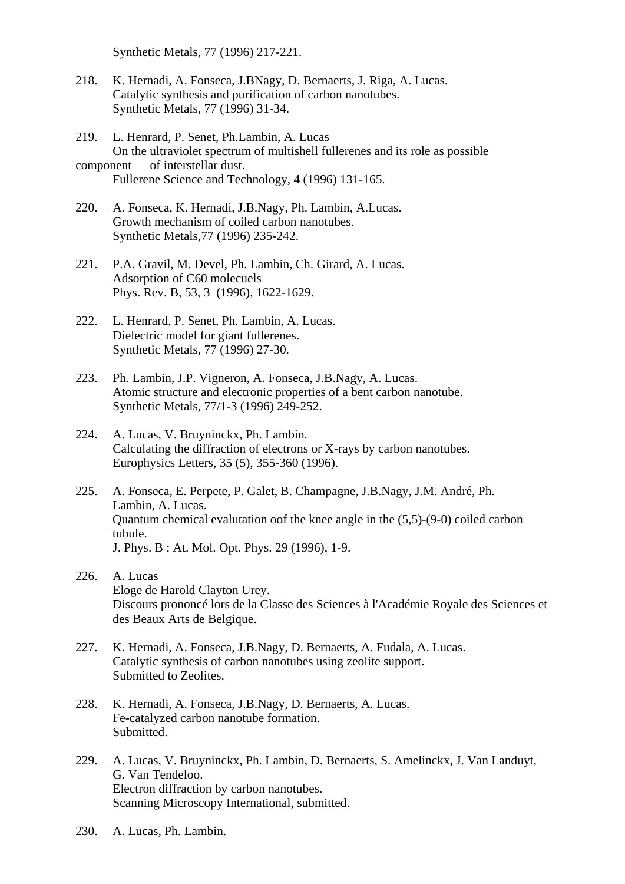Synthetic Metals, 77 (1996) 217-221.

218. K. Hernadi, A. Fonseca, J.BNagy, D. Bernaerts, J. Riga, A. Lucas.
Catalytic synthesis and purification of carbon nanotubes.
Synthetic Metals, 77 (1996) 31-34.

219. L. Henrard, P. Senet, Ph.Lambin, A. Lucas
On the ultraviolet spectrum of multishell fullerenes and its role as possible component of interstellar dust.
Fullerene Science and Technology, 4 (1996) 131-165.

220. A. Fonseca, K. Hernadi, J.B.Nagy, Ph. Lambin, A.Lucas.
Growth mechanism of coiled carbon nanotubes.
Synthetic Metals,77 (1996) 235-242.

221. P.A. Gravil, M. Devel, Ph. Lambin, Ch. Girard, A. Lucas.
Adsorption of C60 molecuels
Phys. Rev. B, 53, 3 (1996), 1622-1629.

222. L. Henrard, P. Senet, Ph. Lambin, A. Lucas.
Dielectric model for giant fullerenes.
Synthetic Metals, 77 (1996) 27-30.

223. Ph. Lambin, J.P. Vigneron, A. Fonseca, J.B.Nagy, A. Lucas.
Atomic structure and electronic properties of a bent carbon nanotube.
Synthetic Metals, 77/1-3 (1996) 249-252.

224. A. Lucas, V. Bruyninckx, Ph. Lambin.
Calculating the diffraction of electrons or X-rays by carbon nanotubes.
Europhysics Letters, 35 (5), 355-360 (1996).

225. A. Fonseca, E. Perpete, P. Galet, B. Champagne, J.B.Nagy, J.M. André, Ph. Lambin, A. Lucas.
Quantum chemical evalutation oof the knee angle in the (5,5)-(9-0) coiled carbon tubule.
J. Phys. B : At. Mol. Opt. Phys. 29 (1996), 1-9.

226. A. Lucas
Eloge de Harold Clayton Urey.
Discours prononcé lors de la Classe des Sciences à l'Académie Royale des Sciences et des Beaux Arts de Belgique.

227. K. Hernadi, A. Fonseca, J.B.Nagy, D. Bernaerts, A. Fudala, A. Lucas.
Catalytic synthesis of carbon nanotubes using zeolite support.
Submitted to Zeolites.

228. K. Hernadi, A. Fonseca, J.B.Nagy, D. Bernaerts, A. Lucas.
Fe-catalyzed carbon nanotube formation.
Submitted.

229. A. Lucas, V. Bruyninckx, Ph. Lambin, D. Bernaerts, S. Amelinckx, J. Van Landuyt, G. Van Tendeloo.
Electron diffraction by carbon nanotubes.
Scanning Microscopy International, submitted.

230. A. Lucas, Ph. Lambin.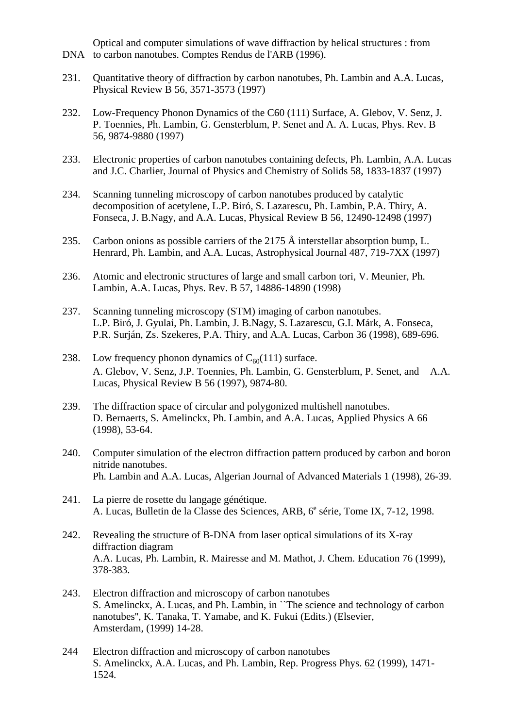DNA Optical and computer simulations of wave diffraction by helical structures : from to carbon nanotubes. Comptes Rendus de l'ARB (1996).

231. Quantitative theory of diffraction by carbon nanotubes, Ph. Lambin and A.A. Lucas, Physical Review B 56, 3571-3573 (1997)

232. Low-Frequency Phonon Dynamics of the C60 (111) Surface, A. Glebov, V. Senz, J. P. Toennies, Ph. Lambin, G. Gensterblum, P. Senet and A. A. Lucas, Phys. Rev. B 56, 9874-9880 (1997)

233. Electronic properties of carbon nanotubes containing defects, Ph. Lambin, A.A. Lucas and J.C. Charlier, Journal of Physics and Chemistry of Solids 58, 1833-1837 (1997)

234. Scanning tunneling microscopy of carbon nanotubes produced by catalytic decomposition of acetylene, L.P. Biró, S. Lazarescu, Ph. Lambin, P.A. Thiry, A. Fonseca, J. B.Nagy, and A.A. Lucas, Physical Review B 56, 12490-12498 (1997)

235. Carbon onions as possible carriers of the 2175 Å interstellar absorption bump, L. Henrard, Ph. Lambin, and A.A. Lucas, Astrophysical Journal 487, 719-7XX (1997)

236. Atomic and electronic structures of large and small carbon tori, V. Meunier, Ph. Lambin, A.A. Lucas, Phys. Rev. B 57, 14886-14890 (1998)

237. Scanning tunneling microscopy (STM) imaging of carbon nanotubes. L.P. Biró, J. Gyulai, Ph. Lambin, J. B.Nagy, S. Lazarescu, G.I. Márk, A. Fonseca, P.R. Surján, Zs. Szekeres, P.A. Thiry, and A.A. Lucas, Carbon 36 (1998), 689-696.

238. Low frequency phonon dynamics of $C_{60}$(111) surface. A. Glebov, V. Senz, J.P. Toennies, Ph. Lambin, G. Gensterblum, P. Senet, and A.A. Lucas, Physical Review B 56 (1997), 9874-80.

239. The diffraction space of circular and polygonized multishell nanotubes. D. Bernaerts, S. Amelinckx, Ph. Lambin, and A.A. Lucas, Applied Physics A 66 (1998), 53-64.

240. Computer simulation of the electron diffraction pattern produced by carbon and boron nitride nanotubes. Ph. Lambin and A.A. Lucas, Algerian Journal of Advanced Materials 1 (1998), 26-39.

241. La pierre de rosette du langage génétique. A. Lucas, Bulletin de la Classe des Sciences, ARB, 6[e] série, Tome IX, 7-12, 1998.

242. Revealing the structure of B-DNA from laser optical simulations of its X-ray diffraction diagram A.A. Lucas, Ph. Lambin, R. Mairesse and M. Mathot, J. Chem. Education 76 (1999), 378-383.

243. Electron diffraction and microscopy of carbon nanotubes S. Amelinckx, A. Lucas, and Ph. Lambin, in ``The science and technology of carbon nanotubes'', K. Tanaka, T. Yamabe, and K. Fukui (Edits.) (Elsevier, Amsterdam, (1999) 14-28.

244 Electron diffraction and microscopy of carbon nanotubes S. Amelinckx, A.A. Lucas, and Ph. Lambin, Rep. Progress Phys. 62 (1999), 1471-1524.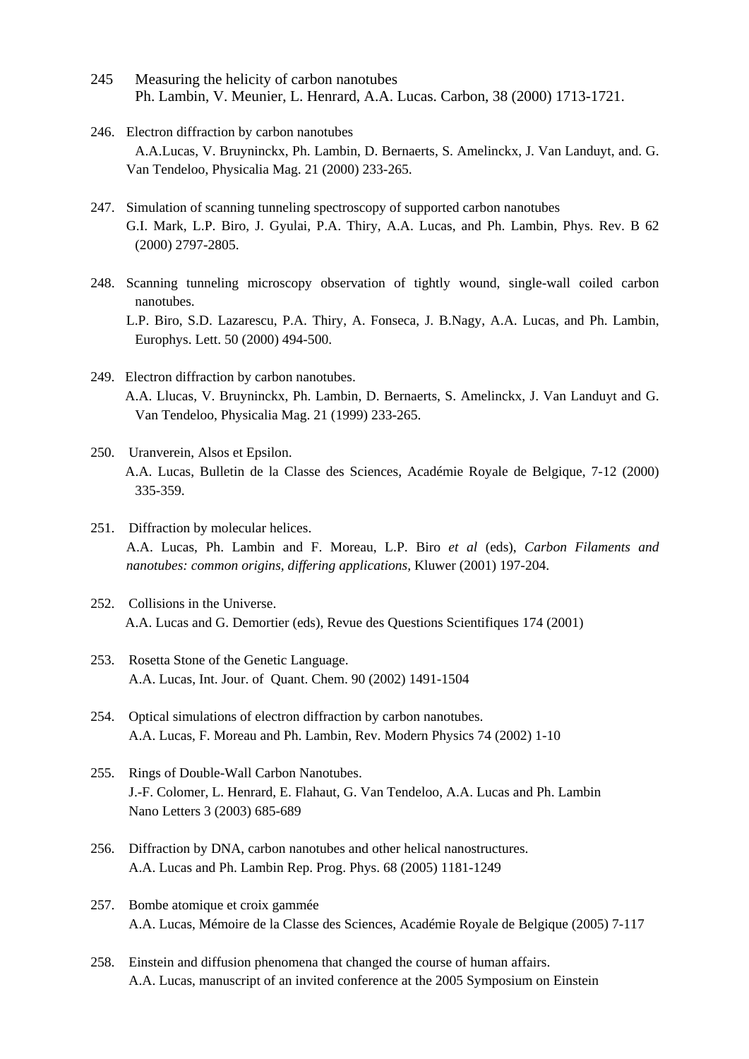245 Measuring the helicity of carbon nanotubes
Ph. Lambin, V. Meunier, L. Henrard, A.A. Lucas. Carbon, 38 (2000) 1713-1721.

246. Electron diffraction by carbon nanotubes
A.A.Lucas, V. Bruyninckx, Ph. Lambin, D. Bernaerts, S. Amelinckx, J. Van Landuyt, and. G. Van Tendeloo, Physicalia Mag. 21 (2000) 233-265.

247. Simulation of scanning tunneling spectroscopy of supported carbon nanotubes
G.I. Mark, L.P. Biro, J. Gyulai, P.A. Thiry, A.A. Lucas, and Ph. Lambin, Phys. Rev. B 62 (2000) 2797-2805.

248. Scanning tunneling microscopy observation of tightly wound, single-wall coiled carbon nanotubes.
L.P. Biro, S.D. Lazarescu, P.A. Thiry, A. Fonseca, J. B.Nagy, A.A. Lucas, and Ph. Lambin, Europhys. Lett. 50 (2000) 494-500.

249. Electron diffraction by carbon nanotubes.
A.A. Llucas, V. Bruyninckx, Ph. Lambin, D. Bernaerts, S. Amelinckx, J. Van Landuyt and G. Van Tendeloo, Physicalia Mag. 21 (1999) 233-265.

250. Uranverein, Alsos et Epsilon.
A.A. Lucas, Bulletin de la Classe des Sciences, Académie Royale de Belgique, 7-12 (2000) 335-359.

251. Diffraction by molecular helices.
A.A. Lucas, Ph. Lambin and F. Moreau, L.P. Biro *et al* (eds), *Carbon Filaments and nanotubes: common origins, differing applications*, Kluwer (2001) 197-204.

252. Collisions in the Universe.
A.A. Lucas and G. Demortier (eds), Revue des Questions Scientifiques 174 (2001)

253. Rosetta Stone of the Genetic Language.
A.A. Lucas, Int. Jour. of Quant. Chem. 90 (2002) 1491-1504

254. Optical simulations of electron diffraction by carbon nanotubes.
A.A. Lucas, F. Moreau and Ph. Lambin, Rev. Modern Physics 74 (2002) 1-10

255. Rings of Double-Wall Carbon Nanotubes.
J.-F. Colomer, L. Henrard, E. Flahaut, G. Van Tendeloo, A.A. Lucas and Ph. Lambin Nano Letters 3 (2003) 685-689

256. Diffraction by DNA, carbon nanotubes and other helical nanostructures.
A.A. Lucas and Ph. Lambin Rep. Prog. Phys. 68 (2005) 1181-1249

257. Bombe atomique et croix gammée
A.A. Lucas, Mémoire de la Classe des Sciences, Académie Royale de Belgique (2005) 7-117

258. Einstein and diffusion phenomena that changed the course of human affairs.
A.A. Lucas, manuscript of an invited conference at the 2005 Symposium on Einstein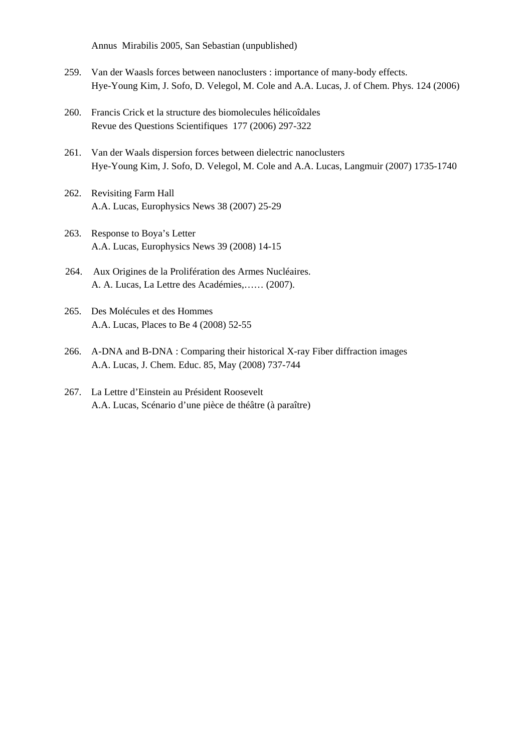Annus Mirabilis 2005, San Sebastian (unpublished)

259. Van der Waasls forces between nanoclusters : importance of many-body effects.
Hye-Young Kim, J. Sofo, D. Velegol, M. Cole and A.A. Lucas, J. of Chem. Phys. 124 (2006)

260. Francis Crick et la structure des biomolecules hélicoîdales
Revue des Questions Scientifiques 177 (2006) 297-322

261. Van der Waals dispersion forces between dielectric nanoclusters
Hye-Young Kim, J. Sofo, D. Velegol, M. Cole and A.A. Lucas, Langmuir (2007) 1735-1740

262. Revisiting Farm Hall
A.A. Lucas, Europhysics News 38 (2007) 25-29

263. Response to Boya's Letter
A.A. Lucas, Europhysics News 39 (2008) 14-15

264. Aux Origines de la Prolifération des Armes Nucléaires.
A. A. Lucas, La Lettre des Académies,…… (2007).

265. Des Molécules et des Hommes
A.A. Lucas, Places to Be 4 (2008) 52-55

266. A-DNA and B-DNA : Comparing their historical X-ray Fiber diffraction images
A.A. Lucas, J. Chem. Educ. 85, May (2008) 737-744

267. La Lettre d'Einstein au Président Roosevelt
A.A. Lucas, Scénario d'une pièce de théâtre (à paraître)